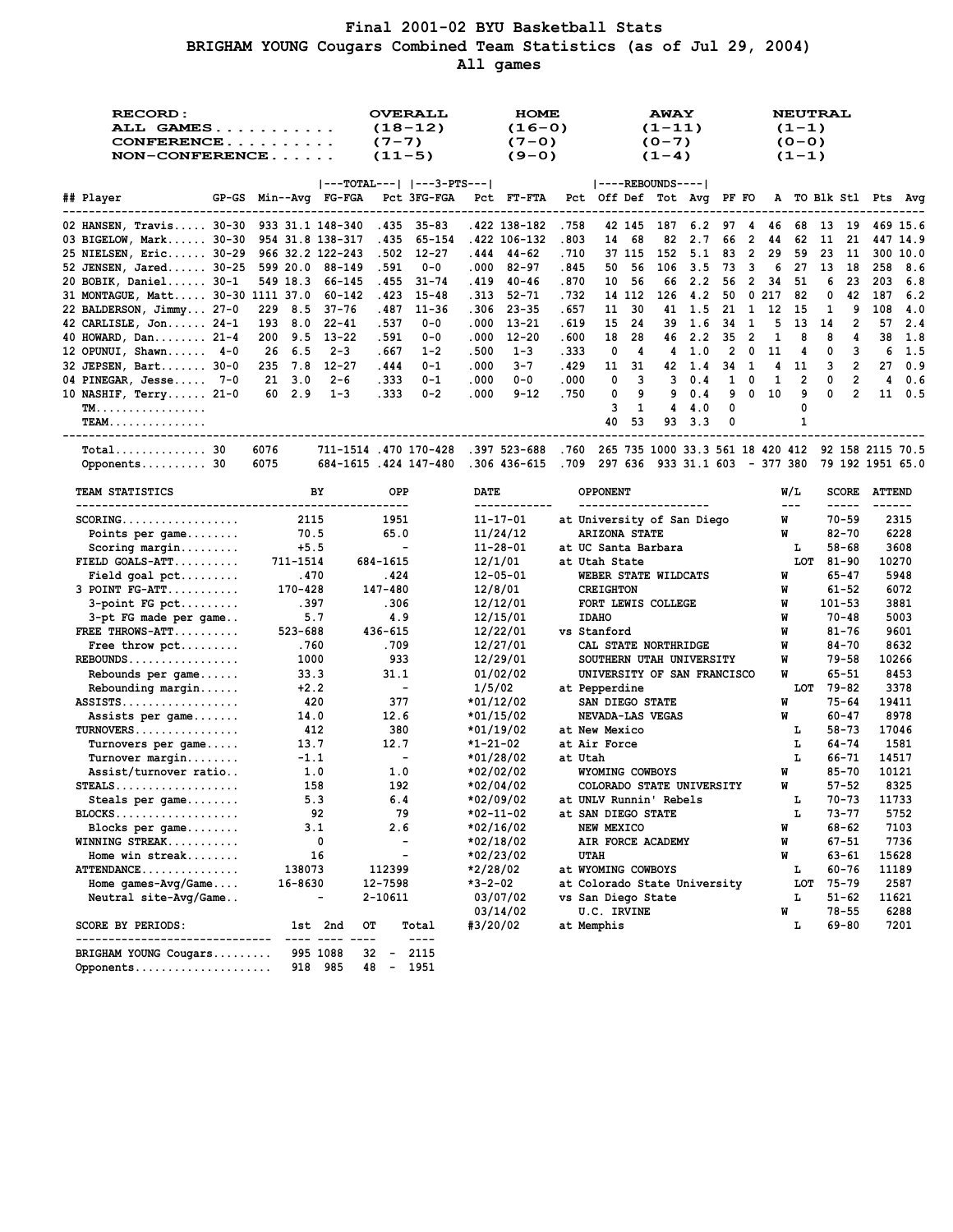# Final 2001-02 BYU Basketball Stats

## BRIGHAM YOUNG Cougars Combined Team Statistics (as of Jul 29, 2004)

### All games

| RECORD: | OVERALL | HOME | AWAY | NEUTRAL |
|---|---|---|---|---|
| ALL GAMES | (18-12) | (16-0) | (1-11) | (1-1) |
| CONFERENCE | (7-7) | (7-0) | (0-7) | (0-0) |
| NON-CONFERENCE | (11-5) | (9-0) | (1-4) | (1-1) |

| ## | Player | GP-GS | Min | Avg | FG-FGA | Pct | 3FG-FGA | Pct | FT-FTA | Pct | Off | Def | Tot | Avg | PF | FO | A | TO | Blk | Stl | Pts | Avg |
|---|---|---|---|---|---|---|---|---|---|---|---|---|---|---|---|---|---|---|---|---|---|---|
| 02 | HANSEN, Travis | 30-30 | 933 | 31.1 | 148-340 | .435 | 35-83 | .422 | 138-182 | .758 | 42 | 145 | 187 | 6.2 | 97 | 4 | 46 | 68 | 13 | 19 | 469 | 15.6 |
| 03 | BIGELOW, Mark | 30-30 | 954 | 31.8 | 138-317 | .435 | 65-154 | .422 | 106-132 | .803 | 14 | 68 | 82 | 2.7 | 66 | 2 | 44 | 62 | 11 | 21 | 447 | 14.9 |
| 25 | NIELSEN, Eric | 30-29 | 966 | 32.2 | 122-243 | .502 | 12-27 | .444 | 44-62 | .710 | 37 | 115 | 152 | 5.1 | 83 | 2 | 29 | 59 | 23 | 11 | 300 | 10.0 |
| 52 | JENSEN, Jared | 30-25 | 599 | 20.0 | 88-149 | .591 | 0-0 | .000 | 82-97 | .845 | 50 | 56 | 106 | 3.5 | 73 | 3 | 6 | 27 | 13 | 18 | 258 | 8.6 |
| 20 | BOBIK, Daniel | 30-1 | 549 | 18.3 | 66-145 | .455 | 31-74 | .419 | 40-46 | .870 | 10 | 56 | 66 | 2.2 | 56 | 2 | 34 | 51 | 6 | 23 | 203 | 6.8 |
| 31 | MONTAGUE, Matt | 30-30 | 1111 | 37.0 | 60-142 | .423 | 15-48 | .313 | 52-71 | .732 | 14 | 112 | 126 | 4.2 | 50 | 0 | 217 | 82 | 0 | 42 | 187 | 6.2 |
| 22 | BALDERSON, Jimmy | 27-0 | 229 | 8.5 | 37-76 | .487 | 11-36 | .306 | 23-35 | .657 | 11 | 30 | 41 | 1.5 | 21 | 1 | 12 | 15 | 1 | 9 | 108 | 4.0 |
| 42 | CARLISLE, Jon | 24-1 | 193 | 8.0 | 22-41 | .537 | 0-0 | .000 | 13-21 | .619 | 15 | 24 | 39 | 1.6 | 34 | 1 | 5 | 13 | 14 | 2 | 57 | 2.4 |
| 40 | HOWARD, Dan | 21-4 | 200 | 9.5 | 13-22 | .591 | 0-0 | .000 | 12-20 | .600 | 18 | 28 | 46 | 2.2 | 35 | 2 | 1 | 8 | 8 | 4 | 38 | 1.8 |
| 12 | OPUNUI, Shawn | 4-0 | 26 | 6.5 | 2-3 | .667 | 1-2 | .500 | 1-3 | .333 | 0 | 4 | 4 | 1.0 | 2 | 0 | 11 | 4 | 0 | 3 | 6 | 1.5 |
| 32 | JEPSEN, Bart | 30-0 | 235 | 7.8 | 12-27 | .444 | 0-1 | .000 | 3-7 | .429 | 11 | 31 | 42 | 1.4 | 34 | 1 | 4 | 11 | 3 | 2 | 27 | 0.9 |
| 04 | PINEGAR, Jesse | 7-0 | 21 | 3.0 | 2-6 | .333 | 0-1 | .000 | 0-0 | .000 | 0 | 3 | 3 | 0.4 | 1 | 0 | 1 | 2 | 0 | 2 | 4 | 0.6 |
| 10 | NASHIF, Terry | 21-0 | 60 | 2.9 | 1-3 | .333 | 0-2 | .000 | 9-12 | .750 | 0 | 9 | 9 | 0.4 | 9 | 0 | 10 | 9 | 0 | 2 | 11 | 0.5 |
| | TM | | | | | | | | | | 3 | 1 | 4 | 4.0 | 0 | | | 0 | | | | |
| | TEAM | | | | | | | | | | 40 | 53 | 93 | 3.3 | 0 | | | 1 | | | | |
| | Total | 30 | 6076 | | 711-1514 | .470 | 170-428 | .397 | 523-688 | .760 | 265 | 735 | 1000 | 33.3 | 561 | 18 | 420 | 412 | 92 | 158 | 2115 | 70.5 |
| | Opponents | 30 | 6075 | | 684-1615 | .424 | 147-480 | .306 | 436-615 | .709 | 297 | 636 | 933 | 31.1 | 603 | - | 377 | 380 | 79 | 192 | 1951 | 65.0 |

| TEAM STATISTICS | BY | OPP |
|---|---|---|
| SCORING | 2115 | 1951 |
| Points per game | 70.5 | 65.0 |
| Scoring margin | +5.5 | - |
| FIELD GOALS-ATT | 711-1514 | 684-1615 |
| Field goal pct | .470 | .424 |
| 3 POINT FG-ATT | 170-428 | 147-480 |
| 3-point FG pct | .397 | .306 |
| 3-pt FG made per game | 5.7 | 4.9 |
| FREE THROWS-ATT | 523-688 | 436-615 |
| Free throw pct | .760 | .709 |
| REBOUNDS | 1000 | 933 |
| Rebounds per game | 33.3 | 31.1 |
| Rebounding margin | +2.2 | - |
| ASSISTS | 420 | 377 |
| Assists per game | 14.0 | 12.6 |
| TURNOVERS | 412 | 380 |
| Turnovers per game | 13.7 | 12.7 |
| Turnover margin | -1.1 | - |
| Assist/turnover ratio | 1.0 | 1.0 |
| STEALS | 158 | 192 |
| Steals per game | 5.3 | 6.4 |
| BLOCKS | 92 | 79 |
| Blocks per game | 3.1 | 2.6 |
| WINNING STREAK | 0 | - |
| Home win streak | 16 | - |
| ATTENDANCE | 138073 | 112399 |
| Home games-Avg/Game | 16-8630 | 12-7598 |
| Neutral site-Avg/Game | - | 2-10611 |

| SCORE BY PERIODS: | 1st | 2nd | OT | Total |
|---|---|---|---|---|
| BRIGHAM YOUNG Cougars | 995 | 1088 | 32 | 2115 |
| Opponents | 918 | 985 | 48 | 1951 |

| DATE | OPPONENT | W/L | SCORE | ATTEND |
|---|---|---|---|---|
| 11-17-01 | at University of San Diego | W | 70-59 | 2315 |
| 11/24/12 | ARIZONA STATE | W | 82-70 | 6228 |
| 11-28-01 | at UC Santa Barbara | L | 58-68 | 3608 |
| 12/1/01 | at Utah State | LOT | 81-90 | 10270 |
| 12-05-01 | WEBER STATE WILDCATS | W | 65-47 | 5948 |
| 12/8/01 | CREIGHTON | W | 61-52 | 6072 |
| 12/12/01 | FORT LEWIS COLLEGE | W | 101-53 | 3881 |
| 12/15/01 | IDAHO | W | 70-48 | 5003 |
| 12/22/01 | vs Stanford | W | 81-76 | 9601 |
| 12/27/01 | CAL STATE NORTHRIDGE | W | 84-70 | 8632 |
| 12/29/01 | SOUTHERN UTAH UNIVERSITY | W | 79-58 | 10266 |
| 01/02/02 | UNIVERSITY OF SAN FRANCISCO | W | 65-51 | 8453 |
| 1/5/02 | at Pepperdine | LOT | 79-82 | 3378 |
| *01/12/02 | SAN DIEGO STATE | W | 75-64 | 19411 |
| *01/15/02 | NEVADA-LAS VEGAS | W | 60-47 | 8978 |
| *01/19/02 | at New Mexico | L | 58-73 | 17046 |
| *1-21-02 | at Air Force | L | 64-74 | 1581 |
| *01/28/02 | at Utah | L | 66-71 | 14517 |
| *02/02/02 | WYOMING COWBOYS | W | 85-70 | 10121 |
| *02/04/02 | COLORADO STATE UNIVERSITY | W | 57-52 | 8325 |
| *02/09/02 | at UNLV Runnin' Rebels | L | 70-73 | 11733 |
| *02-11-02 | at SAN DIEGO STATE | L | 73-77 | 5752 |
| *02/16/02 | NEW MEXICO | W | 68-62 | 7103 |
| *02/18/02 | AIR FORCE ACADEMY | W | 67-51 | 7736 |
| *02/23/02 | UTAH | W | 63-61 | 15628 |
| *2/28/02 | at WYOMING COWBOYS | L | 60-76 | 11189 |
| *3-2-02 | at Colorado State University | LOT | 75-79 | 2587 |
| 03/07/02 | vs San Diego State | L | 51-62 | 11621 |
| 03/14/02 | U.C. IRVINE | W | 78-55 | 6288 |
| #3/20/02 | at Memphis | L | 69-80 | 7201 |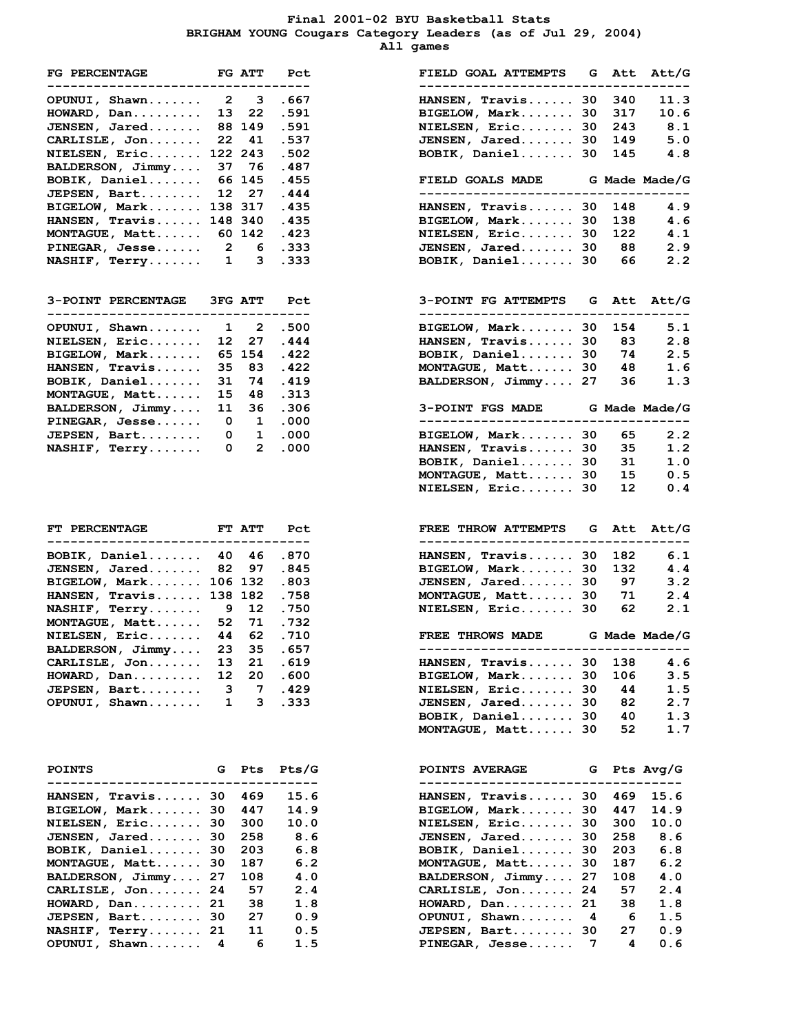# Final 2001-02 BYU Basketball Stats

## BRIGHAM YOUNG Cougars Category Leaders (as of Jul 29, 2004)

### All games

| FG PERCENTAGE | FG | ATT | Pct |
|---|---|---|---|
| OPUNUI, Shawn | 2 | 3 | .667 |
| HOWARD, Dan | 13 | 22 | .591 |
| JENSEN, Jared | 88 | 149 | .591 |
| CARLISLE, Jon | 22 | 41 | .537 |
| NIELSEN, Eric | 122 | 243 | .502 |
| BALDERSON, Jimmy | 37 | 76 | .487 |
| BOBIK, Daniel | 66 | 145 | .455 |
| JEPSEN, Bart | 12 | 27 | .444 |
| BIGELOW, Mark | 138 | 317 | .435 |
| HANSEN, Travis | 148 | 340 | .435 |
| MONTAGUE, Matt | 60 | 142 | .423 |
| PINEGAR, Jesse | 2 | 6 | .333 |
| NASHIF, Terry | 1 | 3 | .333 |

| FIELD GOAL ATTEMPTS | G | Att | Att/G |
|---|---|---|---|
| HANSEN, Travis | 30 | 340 | 11.3 |
| BIGELOW, Mark | 30 | 317 | 10.6 |
| NIELSEN, Eric | 30 | 243 | 8.1 |
| JENSEN, Jared | 30 | 149 | 5.0 |
| BOBIK, Daniel | 30 | 145 | 4.8 |

| FIELD GOALS MADE | G | Made | Made/G |
|---|---|---|---|
| HANSEN, Travis | 30 | 148 | 4.9 |
| BIGELOW, Mark | 30 | 138 | 4.6 |
| NIELSEN, Eric | 30 | 122 | 4.1 |
| JENSEN, Jared | 30 | 88 | 2.9 |
| BOBIK, Daniel | 30 | 66 | 2.2 |

| 3-POINT PERCENTAGE | 3FG | ATT | Pct |
|---|---|---|---|
| OPUNUI, Shawn | 1 | 2 | .500 |
| NIELSEN, Eric | 12 | 27 | .444 |
| BIGELOW, Mark | 65 | 154 | .422 |
| HANSEN, Travis | 35 | 83 | .422 |
| BOBIK, Daniel | 31 | 74 | .419 |
| MONTAGUE, Matt | 15 | 48 | .313 |
| BALDERSON, Jimmy | 11 | 36 | .306 |
| PINEGAR, Jesse | 0 | 1 | .000 |
| JEPSEN, Bart | 0 | 1 | .000 |
| NASHIF, Terry | 0 | 2 | .000 |

| 3-POINT FG ATTEMPTS | G | Att | Att/G |
|---|---|---|---|
| BIGELOW, Mark | 30 | 154 | 5.1 |
| HANSEN, Travis | 30 | 83 | 2.8 |
| BOBIK, Daniel | 30 | 74 | 2.5 |
| MONTAGUE, Matt | 30 | 48 | 1.6 |
| BALDERSON, Jimmy | 27 | 36 | 1.3 |

| 3-POINT FGS MADE | G | Made | Made/G |
|---|---|---|---|
| BIGELOW, Mark | 30 | 65 | 2.2 |
| HANSEN, Travis | 30 | 35 | 1.2 |
| BOBIK, Daniel | 30 | 31 | 1.0 |
| MONTAGUE, Matt | 30 | 15 | 0.5 |
| NIELSEN, Eric | 30 | 12 | 0.4 |

| FT PERCENTAGE | FT | ATT | Pct |
|---|---|---|---|
| BOBIK, Daniel | 40 | 46 | .870 |
| JENSEN, Jared | 82 | 97 | .845 |
| BIGELOW, Mark | 106 | 132 | .803 |
| HANSEN, Travis | 138 | 182 | .758 |
| NASHIF, Terry | 9 | 12 | .750 |
| MONTAGUE, Matt | 52 | 71 | .732 |
| NIELSEN, Eric | 44 | 62 | .710 |
| BALDERSON, Jimmy | 23 | 35 | .657 |
| CARLISLE, Jon | 13 | 21 | .619 |
| HOWARD, Dan | 12 | 20 | .600 |
| JEPSEN, Bart | 3 | 7 | .429 |
| OPUNUI, Shawn | 1 | 3 | .333 |

| FREE THROW ATTEMPTS | G | Att | Att/G |
|---|---|---|---|
| HANSEN, Travis | 30 | 182 | 6.1 |
| BIGELOW, Mark | 30 | 132 | 4.4 |
| JENSEN, Jared | 30 | 97 | 3.2 |
| MONTAGUE, Matt | 30 | 71 | 2.4 |
| NIELSEN, Eric | 30 | 62 | 2.1 |

| FREE THROWS MADE | G | Made | Made/G |
|---|---|---|---|
| HANSEN, Travis | 30 | 138 | 4.6 |
| BIGELOW, Mark | 30 | 106 | 3.5 |
| NIELSEN, Eric | 30 | 44 | 1.5 |
| JENSEN, Jared | 30 | 82 | 2.7 |
| BOBIK, Daniel | 30 | 40 | 1.3 |
| MONTAGUE, Matt | 30 | 52 | 1.7 |

| POINTS | G | Pts | Pts/G |
|---|---|---|---|
| HANSEN, Travis | 30 | 469 | 15.6 |
| BIGELOW, Mark | 30 | 447 | 14.9 |
| NIELSEN, Eric | 30 | 300 | 10.0 |
| JENSEN, Jared | 30 | 258 | 8.6 |
| BOBIK, Daniel | 30 | 203 | 6.8 |
| MONTAGUE, Matt | 30 | 187 | 6.2 |
| BALDERSON, Jimmy | 27 | 108 | 4.0 |
| CARLISLE, Jon | 24 | 57 | 2.4 |
| HOWARD, Dan | 21 | 38 | 1.8 |
| JEPSEN, Bart | 30 | 27 | 0.9 |
| NASHIF, Terry | 21 | 11 | 0.5 |
| OPUNUI, Shawn | 4 | 6 | 1.5 |

| POINTS AVERAGE | G | Pts | Avg/G |
|---|---|---|---|
| HANSEN, Travis | 30 | 469 | 15.6 |
| BIGELOW, Mark | 30 | 447 | 14.9 |
| NIELSEN, Eric | 30 | 300 | 10.0 |
| JENSEN, Jared | 30 | 258 | 8.6 |
| BOBIK, Daniel | 30 | 203 | 6.8 |
| MONTAGUE, Matt | 30 | 187 | 6.2 |
| BALDERSON, Jimmy | 27 | 108 | 4.0 |
| CARLISLE, Jon | 24 | 57 | 2.4 |
| HOWARD, Dan | 21 | 38 | 1.8 |
| OPUNUI, Shawn | 4 | 6 | 1.5 |
| JEPSEN, Bart | 30 | 27 | 0.9 |
| PINEGAR, Jesse | 7 | 4 | 0.6 |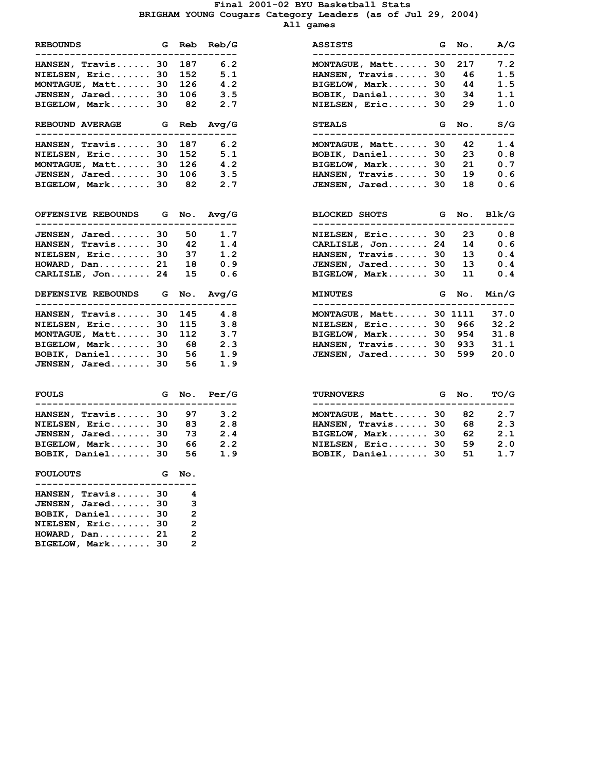# Final 2001-02 BYU Basketball Stats
## BRIGHAM YOUNG Cougars Category Leaders (as of Jul 29, 2004)
### All games

| REBOUNDS | G | Reb | Reb/G |
|---|---|---|---|
| HANSEN, Travis | 30 | 187 | 6.2 |
| NIELSEN, Eric | 30 | 152 | 5.1 |
| MONTAGUE, Matt | 30 | 126 | 4.2 |
| JENSEN, Jared | 30 | 106 | 3.5 |
| BIGELOW, Mark | 30 | 82 | 2.7 |

| ASSISTS | G | No. | A/G |
|---|---|---|---|
| MONTAGUE, Matt | 30 | 217 | 7.2 |
| HANSEN, Travis | 30 | 46 | 1.5 |
| BIGELOW, Mark | 30 | 44 | 1.5 |
| BOBIK, Daniel | 30 | 34 | 1.1 |
| NIELSEN, Eric | 30 | 29 | 1.0 |

| REBOUND AVERAGE | G | Reb | Avg/G |
|---|---|---|---|
| HANSEN, Travis | 30 | 187 | 6.2 |
| NIELSEN, Eric | 30 | 152 | 5.1 |
| MONTAGUE, Matt | 30 | 126 | 4.2 |
| JENSEN, Jared | 30 | 106 | 3.5 |
| BIGELOW, Mark | 30 | 82 | 2.7 |

| STEALS | G | No. | S/G |
|---|---|---|---|
| MONTAGUE, Matt | 30 | 42 | 1.4 |
| BOBIK, Daniel | 30 | 23 | 0.8 |
| BIGELOW, Mark | 30 | 21 | 0.7 |
| HANSEN, Travis | 30 | 19 | 0.6 |
| JENSEN, Jared | 30 | 18 | 0.6 |

| OFFENSIVE REBOUNDS | G | No. | Avg/G |
|---|---|---|---|
| JENSEN, Jared | 30 | 50 | 1.7 |
| HANSEN, Travis | 30 | 42 | 1.4 |
| NIELSEN, Eric | 30 | 37 | 1.2 |
| HOWARD, Dan | 21 | 18 | 0.9 |
| CARLISLE, Jon | 24 | 15 | 0.6 |

| BLOCKED SHOTS | G | No. | Blk/G |
|---|---|---|---|
| NIELSEN, Eric | 30 | 23 | 0.8 |
| CARLISLE, Jon | 24 | 14 | 0.6 |
| HANSEN, Travis | 30 | 13 | 0.4 |
| JENSEN, Jared | 30 | 13 | 0.4 |
| BIGELOW, Mark | 30 | 11 | 0.4 |

| DEFENSIVE REBOUNDS | G | No. | Avg/G |
|---|---|---|---|
| HANSEN, Travis | 30 | 145 | 4.8 |
| NIELSEN, Eric | 30 | 115 | 3.8 |
| MONTAGUE, Matt | 30 | 112 | 3.7 |
| BIGELOW, Mark | 30 | 68 | 2.3 |
| BOBIK, Daniel | 30 | 56 | 1.9 |
| JENSEN, Jared | 30 | 56 | 1.9 |

| MINUTES | G | No. | Min/G |
|---|---|---|---|
| MONTAGUE, Matt | 30 | 1111 | 37.0 |
| NIELSEN, Eric | 30 | 966 | 32.2 |
| BIGELOW, Mark | 30 | 954 | 31.8 |
| HANSEN, Travis | 30 | 933 | 31.1 |
| JENSEN, Jared | 30 | 599 | 20.0 |

| FOULS | G | No. | Per/G |
|---|---|---|---|
| HANSEN, Travis | 30 | 97 | 3.2 |
| NIELSEN, Eric | 30 | 83 | 2.8 |
| JENSEN, Jared | 30 | 73 | 2.4 |
| BIGELOW, Mark | 30 | 66 | 2.2 |
| BOBIK, Daniel | 30 | 56 | 1.9 |

| TURNOVERS | G | No. | TO/G |
|---|---|---|---|
| MONTAGUE, Matt | 30 | 82 | 2.7 |
| HANSEN, Travis | 30 | 68 | 2.3 |
| BIGELOW, Mark | 30 | 62 | 2.1 |
| NIELSEN, Eric | 30 | 59 | 2.0 |
| BOBIK, Daniel | 30 | 51 | 1.7 |

| FOULOUTS | G | No. |
|---|---|---|
| HANSEN, Travis | 30 | 4 |
| JENSEN, Jared | 30 | 3 |
| BOBIK, Daniel | 30 | 2 |
| NIELSEN, Eric | 30 | 2 |
| HOWARD, Dan | 21 | 2 |
| BIGELOW, Mark | 30 | 2 |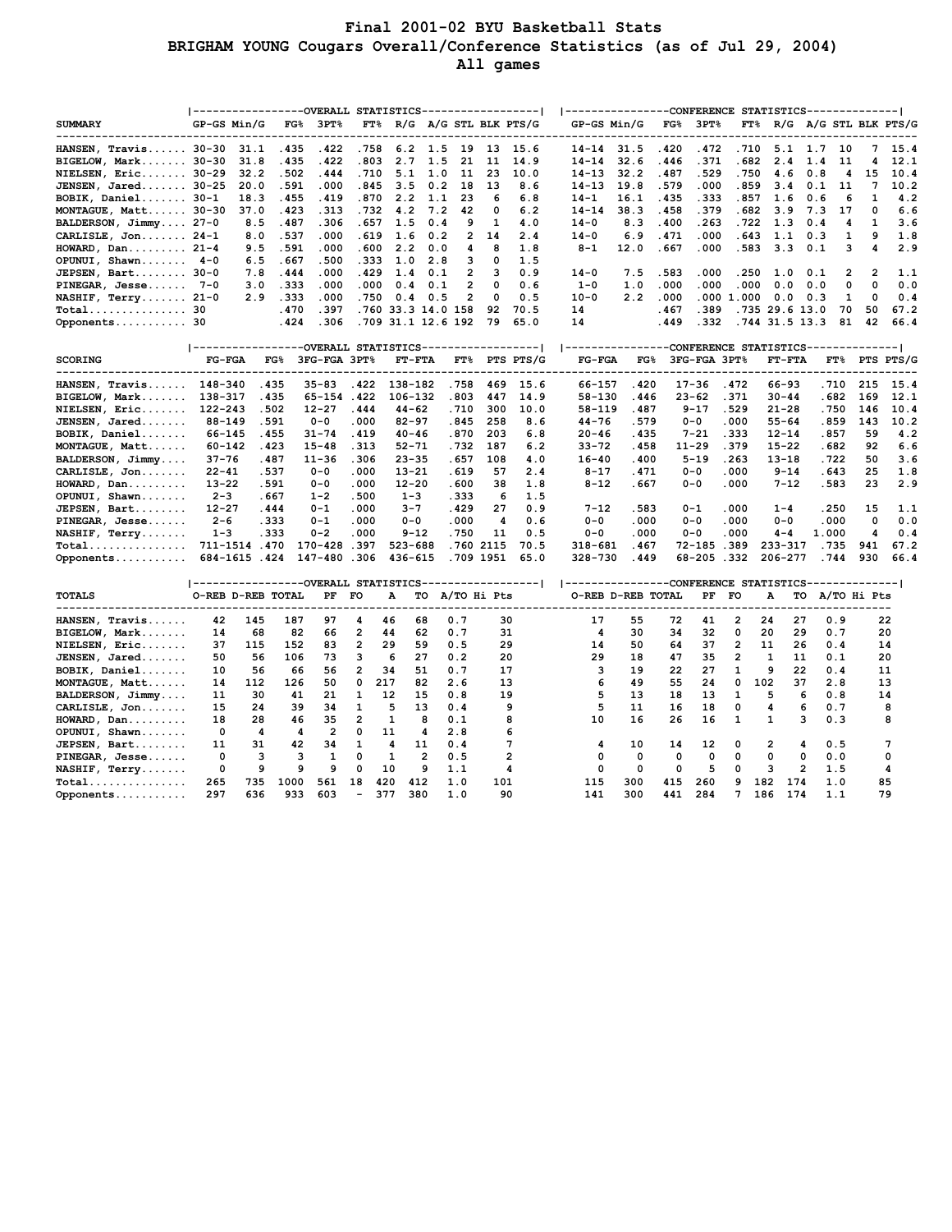# Final 2001-02 BYU Basketball Stats

## BRIGHAM YOUNG Cougars Overall/Conference Statistics (as of Jul 29, 2004)

### All games

| SUMMARY | OVERALL GP-GS | Min/G | FG% | 3PT% | FT% | R/G | A/G | STL | BLK | PTS/G | CONFERENCE GP-GS | Min/G | FG% | 3PT% | FT% | R/G | A/G | STL | BLK | PTS/G |
|---|---|---|---|---|---|---|---|---|---|---|---|---|---|---|---|---|---|---|---|---|
| HANSEN, Travis | 30-30 | 31.1 | .435 | .422 | .758 | 6.2 | 1.5 | 19 | 13 | 15.6 | 14-14 | 31.5 | .420 | .472 | .710 | 5.1 | 1.7 | 10 | 7 | 15.4 |
| BIGELOW, Mark | 30-30 | 31.8 | .435 | .422 | .803 | 2.7 | 1.5 | 21 | 11 | 14.9 | 14-14 | 32.6 | .446 | .371 | .682 | 2.4 | 1.4 | 11 | 4 | 12.1 |
| NIELSEN, Eric | 30-29 | 32.2 | .502 | .444 | .710 | 5.1 | 1.0 | 11 | 23 | 10.0 | 14-13 | 32.2 | .487 | .529 | .750 | 4.6 | 0.8 | 4 | 15 | 10.4 |
| JENSEN, Jared | 30-25 | 20.0 | .591 | .000 | .845 | 3.5 | 0.2 | 18 | 13 | 8.6 | 14-13 | 19.8 | .579 | .000 | .859 | 3.4 | 0.1 | 11 | 7 | 10.2 |
| BOBIK, Daniel | 30-1 | 18.3 | .455 | .419 | .870 | 2.2 | 1.1 | 23 | 6 | 6.8 | 14-1 | 16.1 | .435 | .333 | .857 | 1.6 | 0.6 | 6 | 1 | 4.2 |
| MONTAGUE, Matt | 30-30 | 37.0 | .423 | .313 | .732 | 4.2 | 7.2 | 42 | 0 | 6.2 | 14-14 | 38.3 | .458 | .379 | .682 | 3.9 | 7.3 | 17 | 0 | 6.6 |
| BALDERSON, Jimmy | 27-0 | 8.5 | .487 | .306 | .657 | 1.5 | 0.4 | 9 | 1 | 4.0 | 14-0 | 8.3 | .400 | .263 | .722 | 1.3 | 0.4 | 4 | 1 | 3.6 |
| CARLISLE, Jon | 24-1 | 8.0 | .537 | .000 | .619 | 1.6 | 0.2 | 2 | 14 | 2.4 | 14-0 | 6.9 | .471 | .000 | .643 | 1.1 | 0.3 | 1 | 9 | 1.8 |
| HOWARD, Dan | 21-4 | 9.5 | .591 | .000 | .600 | 2.2 | 0.0 | 4 | 8 | 1.8 | 8-1 | 12.0 | .667 | .000 | .583 | 3.3 | 0.1 | 3 | 4 | 2.9 |
| OPUNUI, Shawn | 4-0 | 6.5 | .667 | .500 | .333 | 1.0 | 2.8 | 3 | 0 | 1.5 | | | | | | | | | | |
| JEPSEN, Bart | 30-0 | 7.8 | .444 | .000 | .429 | 1.4 | 0.1 | 2 | 3 | 0.9 | 14-0 | 7.5 | .583 | .000 | .250 | 1.0 | 0.1 | 2 | 2 | 1.1 |
| PINEGAR, Jesse | 7-0 | 3.0 | .333 | .000 | .000 | 0.4 | 0.1 | 2 | 0 | 0.6 | 1-0 | 1.0 | .000 | .000 | .000 | 0.0 | 0.0 | 0 | 0 | 0.0 |
| NASHIF, Terry | 21-0 | 2.9 | .333 | .000 | .750 | 0.4 | 0.5 | 2 | 0 | 0.5 | 10-0 | 2.2 | .000 | .000 | 1.000 | 0.0 | 0.3 | 1 | 0 | 0.4 |
| Total | 30 | | .470 | .397 | .760 | 33.3 | 14.0 | 158 | 92 | 70.5 | 14 | | .467 | .389 | .735 | 29.6 | 13.0 | 70 | 50 | 67.2 |
| Opponents | 30 | | .424 | .306 | .709 | 31.1 | 12.6 | 192 | 79 | 65.0 | 14 | | .449 | .332 | .744 | 31.5 | 13.3 | 81 | 42 | 66.4 |

| SCORING | OVERALL FG-FGA | FG% | 3FG-FGA | 3PT% | FT-FTA | FT% | PTS | PTS/G | CONFERENCE FG-FGA | FG% | 3FG-FGA | 3PT% | FT-FTA | FT% | PTS | PTS/G |
|---|---|---|---|---|---|---|---|---|---|---|---|---|---|---|---|---|
| HANSEN, Travis | 148-340 | .435 | 35-83 | .422 | 138-182 | .758 | 469 | 15.6 | 66-157 | .420 | 17-36 | .472 | 66-93 | .710 | 215 | 15.4 |
| BIGELOW, Mark | 138-317 | .435 | 65-154 | .422 | 106-132 | .803 | 447 | 14.9 | 58-130 | .446 | 23-62 | .371 | 30-44 | .682 | 169 | 12.1 |
| NIELSEN, Eric | 122-243 | .502 | 12-27 | .444 | 44-62 | .710 | 300 | 10.0 | 58-119 | .487 | 9-17 | .529 | 21-28 | .750 | 146 | 10.4 |
| JENSEN, Jared | 88-149 | .591 | 0-0 | .000 | 82-97 | .845 | 258 | 8.6 | 44-76 | .579 | 0-0 | .000 | 55-64 | .859 | 143 | 10.2 |
| BOBIK, Daniel | 66-145 | .455 | 31-74 | .419 | 40-46 | .870 | 203 | 6.8 | 20-46 | .435 | 7-21 | .333 | 12-14 | .857 | 59 | 4.2 |
| MONTAGUE, Matt | 60-142 | .423 | 15-48 | .313 | 52-71 | .732 | 187 | 6.2 | 33-72 | .458 | 11-29 | .379 | 15-22 | .682 | 92 | 6.6 |
| BALDERSON, Jimmy | 37-76 | .487 | 11-36 | .306 | 23-35 | .657 | 108 | 4.0 | 16-40 | .400 | 5-19 | .263 | 13-18 | .722 | 50 | 3.6 |
| CARLISLE, Jon | 22-41 | .537 | 0-0 | .000 | 13-21 | .619 | 57 | 2.4 | 8-17 | .471 | 0-0 | .000 | 9-14 | .643 | 25 | 1.8 |
| HOWARD, Dan | 13-22 | .591 | 0-0 | .000 | 12-20 | .600 | 38 | 1.8 | 8-12 | .667 | 0-0 | .000 | 7-12 | .583 | 23 | 2.9 |
| OPUNUI, Shawn | 2-3 | .667 | 1-2 | .500 | 1-3 | .333 | 6 | 1.5 | | | | | | | | |
| JEPSEN, Bart | 12-27 | .444 | 0-1 | .000 | 3-7 | .429 | 27 | 0.9 | 7-12 | .583 | 0-1 | .000 | 1-4 | .250 | 15 | 1.1 |
| PINEGAR, Jesse | 2-6 | .333 | 0-1 | .000 | 0-0 | .000 | 4 | 0.6 | 0-0 | .000 | 0-0 | .000 | 0-0 | .000 | 0 | 0.0 |
| NASHIF, Terry | 1-3 | .333 | 0-2 | .000 | 9-12 | .750 | 11 | 0.5 | 0-0 | .000 | 0-0 | .000 | 4-4 | 1.000 | 4 | 0.4 |
| Total | 711-1514 | .470 | 170-428 | .397 | 523-688 | .760 | 2115 | 70.5 | 318-681 | .467 | 72-185 | .389 | 233-317 | .735 | 941 | 67.2 |
| Opponents | 684-1615 | .424 | 147-480 | .306 | 436-615 | .709 | 1951 | 65.0 | 328-730 | .449 | 68-205 | .332 | 206-277 | .744 | 930 | 66.4 |

| TOTALS | OVERALL O-REB | D-REB | TOTAL | PF | FO | A | TO | A/TO | Hi Pts | CONFERENCE O-REB | D-REB | TOTAL | PF | FO | A | TO | A/TO | Hi Pts |
|---|---|---|---|---|---|---|---|---|---|---|---|---|---|---|---|---|---|---|
| HANSEN, Travis | 42 | 145 | 187 | 97 | 4 | 46 | 68 | 0.7 | 30 | 17 | 55 | 72 | 41 | 2 | 24 | 27 | 0.9 | 22 |
| BIGELOW, Mark | 14 | 68 | 82 | 66 | 2 | 44 | 62 | 0.7 | 31 | 4 | 30 | 34 | 32 | 0 | 20 | 29 | 0.7 | 20 |
| NIELSEN, Eric | 37 | 115 | 152 | 83 | 2 | 29 | 59 | 0.5 | 29 | 14 | 50 | 64 | 37 | 2 | 11 | 26 | 0.4 | 14 |
| JENSEN, Jared | 50 | 56 | 106 | 73 | 3 | 6 | 27 | 0.2 | 20 | 29 | 18 | 47 | 35 | 2 | 1 | 11 | 0.1 | 20 |
| BOBIK, Daniel | 10 | 56 | 66 | 56 | 2 | 34 | 51 | 0.7 | 17 | 3 | 19 | 22 | 27 | 1 | 9 | 22 | 0.4 | 11 |
| MONTAGUE, Matt | 14 | 112 | 126 | 50 | 0 | 217 | 82 | 2.6 | 13 | 6 | 49 | 55 | 24 | 0 | 102 | 37 | 2.8 | 13 |
| BALDERSON, Jimmy | 11 | 30 | 41 | 21 | 1 | 12 | 15 | 0.8 | 19 | 5 | 13 | 18 | 13 | 1 | 5 | 6 | 0.8 | 14 |
| CARLISLE, Jon | 15 | 24 | 39 | 34 | 1 | 5 | 13 | 0.4 | 9 | 5 | 11 | 16 | 18 | 0 | 4 | 6 | 0.7 | 8 |
| HOWARD, Dan | 18 | 28 | 46 | 35 | 2 | 1 | 8 | 0.1 | 8 | 10 | 16 | 26 | 16 | 1 | 1 | 3 | 0.3 | 8 |
| OPUNUI, Shawn | 0 | 4 | 4 | 2 | 0 | 11 | 4 | 2.8 | 6 | | | | | | | | | |
| JEPSEN, Bart | 11 | 31 | 42 | 34 | 1 | 4 | 11 | 0.4 | 7 | 4 | 10 | 14 | 12 | 0 | 2 | 4 | 0.5 | 7 |
| PINEGAR, Jesse | 0 | 3 | 3 | 1 | 0 | 1 | 2 | 0.5 | 2 | 0 | 0 | 0 | 0 | 0 | 0 | 0 | 0.0 | 0 |
| NASHIF, Terry | 0 | 9 | 9 | 9 | 0 | 10 | 9 | 1.1 | 4 | 0 | 0 | 0 | 5 | 0 | 3 | 2 | 1.5 | 4 |
| Total | 265 | 735 | 1000 | 561 | 18 | 420 | 412 | 1.0 | 101 | 115 | 300 | 415 | 260 | 9 | 182 | 174 | 1.0 | 85 |
| Opponents | 297 | 636 | 933 | 603 | - | 377 | 380 | 1.0 | 90 | 141 | 300 | 441 | 284 | 7 | 186 | 174 | 1.1 | 79 |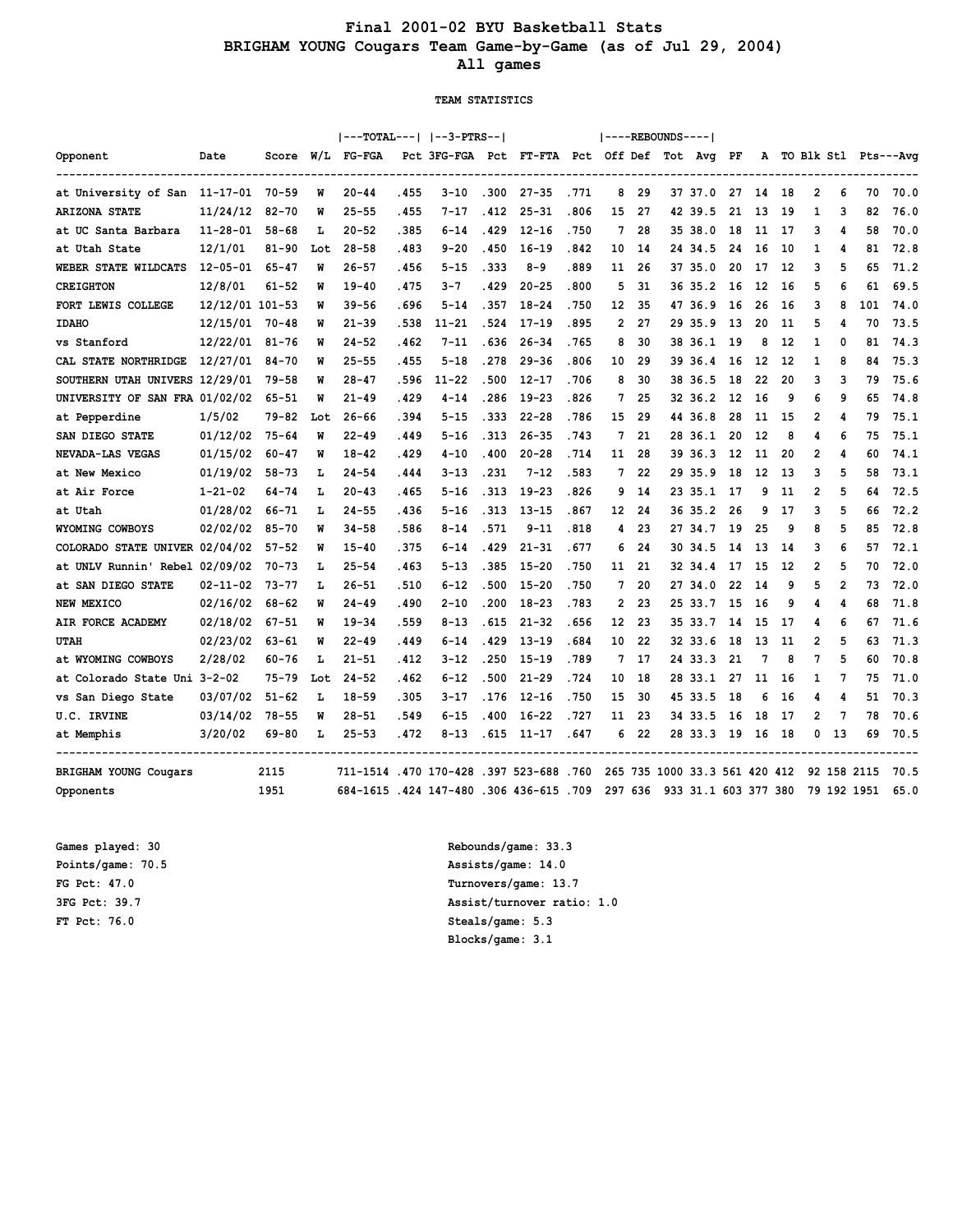# Final 2001-02 BYU Basketball Stats
## BRIGHAM YOUNG Cougars Team Game-by-Game (as of Jul 29, 2004)
## All games

### TEAM STATISTICS

| Opponent | Date | Score | W/L | TOTAL FG-FGA | Pct | 3-PTRS 3FG-FGA | Pct | FT-FTA | Pct | REBOUNDS Off | Def | Tot | Avg | PF | A | TO | Blk | Stl | Pts | Avg |
|---|---|---|---|---|---|---|---|---|---|---|---|---|---|---|---|---|---|---|---|---|
| at University of San | 11-17-01 | 70-59 | W | 20-44 | .455 | 3-10 | .300 | 27-35 | .771 | 8 | 29 | 37 | 37.0 | 27 | 14 | 18 | 2 | 6 | 70 | 70.0 |
| ARIZONA STATE | 11/24/12 | 82-70 | W | 25-55 | .455 | 7-17 | .412 | 25-31 | .806 | 15 | 27 | 42 | 39.5 | 21 | 13 | 19 | 1 | 3 | 82 | 76.0 |
| at UC Santa Barbara | 11-28-01 | 58-68 | L | 20-52 | .385 | 6-14 | .429 | 12-16 | .750 | 7 | 28 | 35 | 38.0 | 18 | 11 | 17 | 3 | 4 | 58 | 70.0 |
| at Utah State | 12/1/01 | 81-90 | Lot | 28-58 | .483 | 9-20 | .450 | 16-19 | .842 | 10 | 14 | 24 | 34.5 | 24 | 16 | 10 | 1 | 4 | 81 | 72.8 |
| WEBER STATE WILDCATS | 12-05-01 | 65-47 | W | 26-57 | .456 | 5-15 | .333 | 8-9 | .889 | 11 | 26 | 37 | 35.0 | 20 | 17 | 12 | 3 | 5 | 65 | 71.2 |
| CREIGHTON | 12/8/01 | 61-52 | W | 19-40 | .475 | 3-7 | .429 | 20-25 | .800 | 5 | 31 | 36 | 35.2 | 16 | 12 | 16 | 5 | 6 | 61 | 69.5 |
| FORT LEWIS COLLEGE | 12/12/01 | 101-53 | W | 39-56 | .696 | 5-14 | .357 | 18-24 | .750 | 12 | 35 | 47 | 36.9 | 16 | 26 | 16 | 3 | 8 | 101 | 74.0 |
| IDAHO | 12/15/01 | 70-48 | W | 21-39 | .538 | 11-21 | .524 | 17-19 | .895 | 2 | 27 | 29 | 35.9 | 13 | 20 | 11 | 5 | 4 | 70 | 73.5 |
| vs Stanford | 12/22/01 | 81-76 | W | 24-52 | .462 | 7-11 | .636 | 26-34 | .765 | 8 | 30 | 38 | 36.1 | 19 | 8 | 12 | 1 | 0 | 81 | 74.3 |
| CAL STATE NORTHRIDGE | 12/27/01 | 84-70 | W | 25-55 | .455 | 5-18 | .278 | 29-36 | .806 | 10 | 29 | 39 | 36.4 | 16 | 12 | 12 | 1 | 8 | 84 | 75.3 |
| SOUTHERN UTAH UNIVERS | 12/29/01 | 79-58 | W | 28-47 | .596 | 11-22 | .500 | 12-17 | .706 | 8 | 30 | 38 | 36.5 | 18 | 22 | 20 | 3 | 3 | 79 | 75.6 |
| UNIVERSITY OF SAN FRA | 01/02/02 | 65-51 | W | 21-49 | .429 | 4-14 | .286 | 19-23 | .826 | 7 | 25 | 32 | 36.2 | 12 | 16 | 9 | 6 | 9 | 65 | 74.8 |
| at Pepperdine | 1/5/02 | 79-82 | Lot | 26-66 | .394 | 5-15 | .333 | 22-28 | .786 | 15 | 29 | 44 | 36.8 | 28 | 11 | 15 | 2 | 4 | 79 | 75.1 |
| SAN DIEGO STATE | 01/12/02 | 75-64 | W | 22-49 | .449 | 5-16 | .313 | 26-35 | .743 | 7 | 21 | 28 | 36.1 | 20 | 12 | 8 | 4 | 6 | 75 | 75.1 |
| NEVADA-LAS VEGAS | 01/15/02 | 60-47 | W | 18-42 | .429 | 4-10 | .400 | 20-28 | .714 | 11 | 28 | 39 | 36.3 | 12 | 11 | 20 | 2 | 4 | 60 | 74.1 |
| at New Mexico | 01/19/02 | 58-73 | L | 24-54 | .444 | 3-13 | .231 | 7-12 | .583 | 7 | 22 | 29 | 35.9 | 18 | 12 | 13 | 3 | 5 | 58 | 73.1 |
| at Air Force | 1-21-02 | 64-74 | L | 20-43 | .465 | 5-16 | .313 | 19-23 | .826 | 9 | 14 | 23 | 35.1 | 17 | 9 | 11 | 2 | 5 | 64 | 72.5 |
| at Utah | 01/28/02 | 66-71 | L | 24-55 | .436 | 5-16 | .313 | 13-15 | .867 | 12 | 24 | 36 | 35.2 | 26 | 9 | 17 | 3 | 5 | 66 | 72.2 |
| WYOMING COWBOYS | 02/02/02 | 85-70 | W | 34-58 | .586 | 8-14 | .571 | 9-11 | .818 | 4 | 23 | 27 | 34.7 | 19 | 25 | 9 | 8 | 5 | 85 | 72.8 |
| COLORADO STATE UNIVER | 02/04/02 | 57-52 | W | 15-40 | .375 | 6-14 | .429 | 21-31 | .677 | 6 | 24 | 30 | 34.5 | 14 | 13 | 14 | 3 | 6 | 57 | 72.1 |
| at UNLV Runnin' Rebel | 02/09/02 | 70-73 | L | 25-54 | .463 | 5-13 | .385 | 15-20 | .750 | 11 | 21 | 32 | 34.4 | 17 | 15 | 12 | 2 | 5 | 70 | 72.0 |
| at SAN DIEGO STATE | 02-11-02 | 73-77 | L | 26-51 | .510 | 6-12 | .500 | 15-20 | .750 | 7 | 20 | 27 | 34.0 | 22 | 14 | 9 | 5 | 2 | 73 | 72.0 |
| NEW MEXICO | 02/16/02 | 68-62 | W | 24-49 | .490 | 2-10 | .200 | 18-23 | .783 | 2 | 23 | 25 | 33.7 | 15 | 16 | 9 | 4 | 4 | 68 | 71.8 |
| AIR FORCE ACADEMY | 02/18/02 | 67-51 | W | 19-34 | .559 | 8-13 | .615 | 21-32 | .656 | 12 | 23 | 35 | 33.7 | 14 | 15 | 17 | 4 | 6 | 67 | 71.6 |
| UTAH | 02/23/02 | 63-61 | W | 22-49 | .449 | 6-14 | .429 | 13-19 | .684 | 10 | 22 | 32 | 33.6 | 18 | 13 | 11 | 2 | 5 | 63 | 71.3 |
| at WYOMING COWBOYS | 2/28/02 | 60-76 | L | 21-51 | .412 | 3-12 | .250 | 15-19 | .789 | 7 | 17 | 24 | 33.3 | 21 | 7 | 8 | 7 | 5 | 60 | 70.8 |
| at Colorado State Uni | 3-2-02 | 75-79 | Lot | 24-52 | .462 | 6-12 | .500 | 21-29 | .724 | 10 | 18 | 28 | 33.1 | 27 | 11 | 16 | 1 | 7 | 75 | 71.0 |
| vs San Diego State | 03/07/02 | 51-62 | L | 18-59 | .305 | 3-17 | .176 | 12-16 | .750 | 15 | 30 | 45 | 33.5 | 18 | 6 | 16 | 4 | 4 | 51 | 70.3 |
| U.C. IRVINE | 03/14/02 | 78-55 | W | 28-51 | .549 | 6-15 | .400 | 16-22 | .727 | 11 | 23 | 34 | 33.5 | 16 | 18 | 17 | 2 | 7 | 78 | 70.6 |
| at Memphis | 3/20/02 | 69-80 | L | 25-53 | .472 | 8-13 | .615 | 11-17 | .647 | 6 | 22 | 28 | 33.3 | 19 | 16 | 18 | 0 | 13 | 69 | 70.5 |
| BRIGHAM YOUNG Cougars | | 2115 | | 711-1514 | .470 | 170-428 | .397 | 523-688 | .760 | 265 | 735 | 1000 | 33.3 | 561 | 420 | 412 | 92 | 158 | 2115 | 70.5 |
| Opponents | | 1951 | | 684-1615 | .424 | 147-480 | .306 | 436-615 | .709 | 297 | 636 | 933 | 31.1 | 603 | 377 | 380 | 79 | 192 | 1951 | 65.0 |

Games played: 30
Points/game: 70.5
FG Pct: 47.0
3FG Pct: 39.7
FT Pct: 76.0

Rebounds/game: 33.3
Assists/game: 14.0
Turnovers/game: 13.7
Assist/turnover ratio: 1.0
Steals/game: 5.3
Blocks/game: 3.1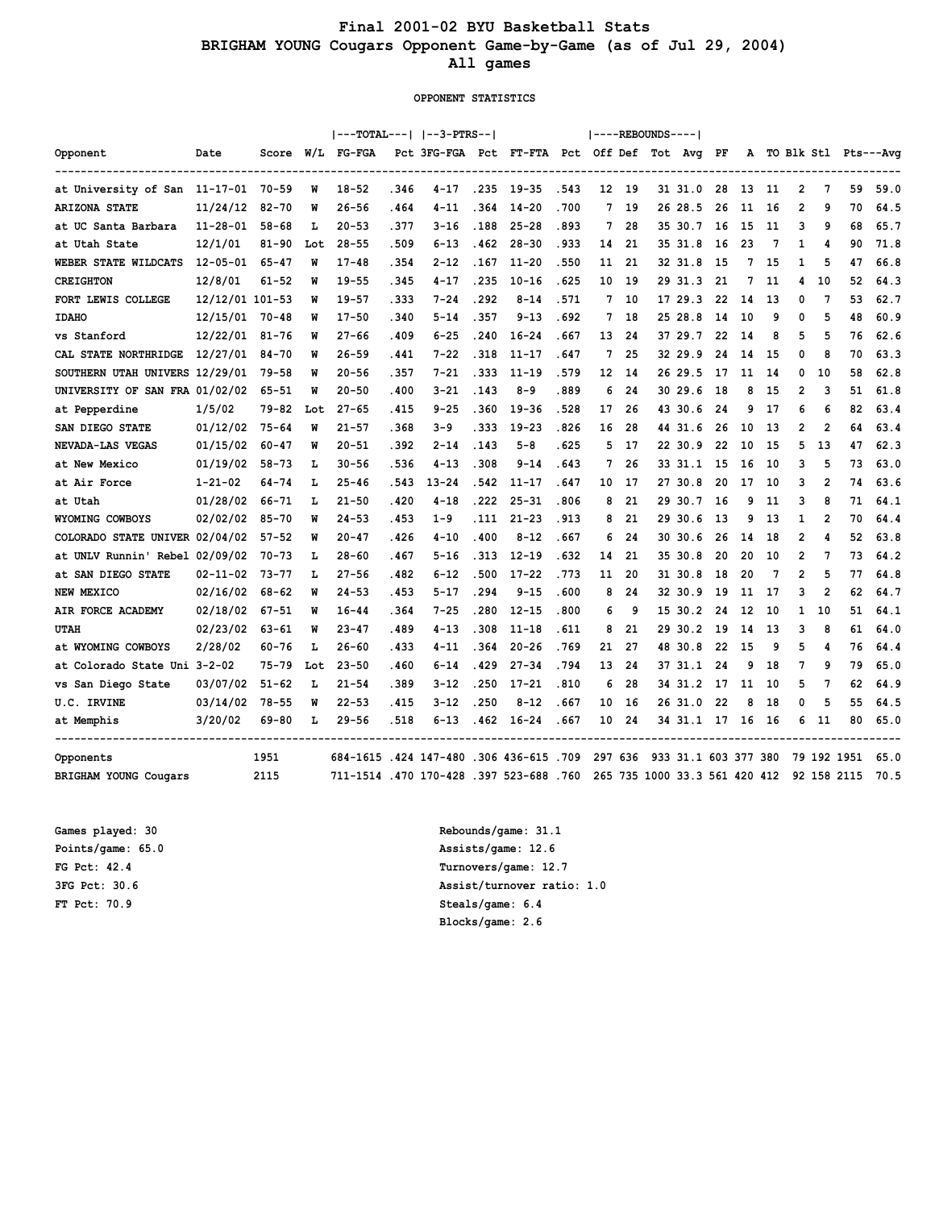# Final 2001-02 BYU Basketball Stats

## BRIGHAM YOUNG Cougars Opponent Game-by-Game (as of Jul 29, 2004)

## All games

OPPONENT STATISTICS

| | | | | TOTAL | | 3-PTRS | | | | REBOUNDS | | | | | | | | | | |
|---|---|---|---|---|---|---|---|---|---|---|---|---|---|---|---|---|---|---|---|---|
| Opponent | Date | Score | W/L | FG-FGA | Pct | 3FG-FGA | Pct | FT-FTA | Pct | Off | Def | Tot | Avg | PF | A | TO | Blk | Stl | Pts | Avg |
| at University of San | 11-17-01 | 70-59 | W | 18-52 | .346 | 4-17 | .235 | 19-35 | .543 | 12 | 19 | 31 | 31.0 | 28 | 13 | 11 | 2 | 7 | 59 | 59.0 |
| ARIZONA STATE | 11/24/12 | 82-70 | W | 26-56 | .464 | 4-11 | .364 | 14-20 | .700 | 7 | 19 | 26 | 28.5 | 26 | 11 | 16 | 2 | 9 | 70 | 64.5 |
| at UC Santa Barbara | 11-28-01 | 58-68 | L | 20-53 | .377 | 3-16 | .188 | 25-28 | .893 | 7 | 28 | 35 | 30.7 | 16 | 15 | 11 | 3 | 9 | 68 | 65.7 |
| at Utah State | 12/1/01 | 81-90 | Lot | 28-55 | .509 | 6-13 | .462 | 28-30 | .933 | 14 | 21 | 35 | 31.8 | 16 | 23 | 7 | 1 | 4 | 90 | 71.8 |
| WEBER STATE WILDCATS | 12-05-01 | 65-47 | W | 17-48 | .354 | 2-12 | .167 | 11-20 | .550 | 11 | 21 | 32 | 31.8 | 15 | 7 | 15 | 1 | 5 | 47 | 66.8 |
| CREIGHTON | 12/8/01 | 61-52 | W | 19-55 | .345 | 4-17 | .235 | 10-16 | .625 | 10 | 19 | 29 | 31.3 | 21 | 7 | 11 | 4 | 10 | 52 | 64.3 |
| FORT LEWIS COLLEGE | 12/12/01 | 101-53 | W | 19-57 | .333 | 7-24 | .292 | 8-14 | .571 | 7 | 10 | 17 | 29.3 | 22 | 14 | 13 | 0 | 7 | 53 | 62.7 |
| IDAHO | 12/15/01 | 70-48 | W | 17-50 | .340 | 5-14 | .357 | 9-13 | .692 | 7 | 18 | 25 | 28.8 | 14 | 10 | 9 | 0 | 5 | 48 | 60.9 |
| vs Stanford | 12/22/01 | 81-76 | W | 27-66 | .409 | 6-25 | .240 | 16-24 | .667 | 13 | 24 | 37 | 29.7 | 22 | 14 | 8 | 5 | 5 | 76 | 62.6 |
| CAL STATE NORTHRIDGE | 12/27/01 | 84-70 | W | 26-59 | .441 | 7-22 | .318 | 11-17 | .647 | 7 | 25 | 32 | 29.9 | 24 | 14 | 15 | 0 | 8 | 70 | 63.3 |
| SOUTHERN UTAH UNIVERS | 12/29/01 | 79-58 | W | 20-56 | .357 | 7-21 | .333 | 11-19 | .579 | 12 | 14 | 26 | 29.5 | 17 | 11 | 14 | 0 | 10 | 58 | 62.8 |
| UNIVERSITY OF SAN FRA | 01/02/02 | 65-51 | W | 20-50 | .400 | 3-21 | .143 | 8-9 | .889 | 6 | 24 | 30 | 29.6 | 18 | 8 | 15 | 2 | 3 | 51 | 61.8 |
| at Pepperdine | 1/5/02 | 79-82 | Lot | 27-65 | .415 | 9-25 | .360 | 19-36 | .528 | 17 | 26 | 43 | 30.6 | 24 | 9 | 17 | 6 | 6 | 82 | 63.4 |
| SAN DIEGO STATE | 01/12/02 | 75-64 | W | 21-57 | .368 | 3-9 | .333 | 19-23 | .826 | 16 | 28 | 44 | 31.6 | 26 | 10 | 13 | 2 | 2 | 64 | 63.4 |
| NEVADA-LAS VEGAS | 01/15/02 | 60-47 | W | 20-51 | .392 | 2-14 | .143 | 5-8 | .625 | 5 | 17 | 22 | 30.9 | 22 | 10 | 15 | 5 | 13 | 47 | 62.3 |
| at New Mexico | 01/19/02 | 58-73 | L | 30-56 | .536 | 4-13 | .308 | 9-14 | .643 | 7 | 26 | 33 | 31.1 | 15 | 16 | 10 | 3 | 5 | 73 | 63.0 |
| at Air Force | 1-21-02 | 64-74 | L | 25-46 | .543 | 13-24 | .542 | 11-17 | .647 | 10 | 17 | 27 | 30.8 | 20 | 17 | 10 | 3 | 2 | 74 | 63.6 |
| at Utah | 01/28/02 | 66-71 | L | 21-50 | .420 | 4-18 | .222 | 25-31 | .806 | 8 | 21 | 29 | 30.7 | 16 | 9 | 11 | 3 | 8 | 71 | 64.1 |
| WYOMING COWBOYS | 02/02/02 | 85-70 | W | 24-53 | .453 | 1-9 | .111 | 21-23 | .913 | 8 | 21 | 29 | 30.6 | 13 | 9 | 13 | 1 | 2 | 70 | 64.4 |
| COLORADO STATE UNIVER | 02/04/02 | 57-52 | W | 20-47 | .426 | 4-10 | .400 | 8-12 | .667 | 6 | 24 | 30 | 30.6 | 26 | 14 | 18 | 2 | 4 | 52 | 63.8 |
| at UNLV Runnin' Rebel | 02/09/02 | 70-73 | L | 28-60 | .467 | 5-16 | .313 | 12-19 | .632 | 14 | 21 | 35 | 30.8 | 20 | 20 | 10 | 2 | 7 | 73 | 64.2 |
| at SAN DIEGO STATE | 02-11-02 | 73-77 | L | 27-56 | .482 | 6-12 | .500 | 17-22 | .773 | 11 | 20 | 31 | 30.8 | 18 | 20 | 7 | 2 | 5 | 77 | 64.8 |
| NEW MEXICO | 02/16/02 | 68-62 | W | 24-53 | .453 | 5-17 | .294 | 9-15 | .600 | 8 | 24 | 32 | 30.9 | 19 | 11 | 17 | 3 | 2 | 62 | 64.7 |
| AIR FORCE ACADEMY | 02/18/02 | 67-51 | W | 16-44 | .364 | 7-25 | .280 | 12-15 | .800 | 6 | 9 | 15 | 30.2 | 24 | 12 | 10 | 1 | 10 | 51 | 64.1 |
| UTAH | 02/23/02 | 63-61 | W | 23-47 | .489 | 4-13 | .308 | 11-18 | .611 | 8 | 21 | 29 | 30.2 | 19 | 14 | 13 | 3 | 8 | 61 | 64.0 |
| at WYOMING COWBOYS | 2/28/02 | 60-76 | L | 26-60 | .433 | 4-11 | .364 | 20-26 | .769 | 21 | 27 | 48 | 30.8 | 22 | 15 | 9 | 5 | 4 | 76 | 64.4 |
| at Colorado State Uni | 3-2-02 | 75-79 | Lot | 23-50 | .460 | 6-14 | .429 | 27-34 | .794 | 13 | 24 | 37 | 31.1 | 24 | 9 | 18 | 7 | 9 | 79 | 65.0 |
| vs San Diego State | 03/07/02 | 51-62 | L | 21-54 | .389 | 3-12 | .250 | 17-21 | .810 | 6 | 28 | 34 | 31.2 | 17 | 11 | 10 | 5 | 7 | 62 | 64.9 |
| U.C. IRVINE | 03/14/02 | 78-55 | W | 22-53 | .415 | 3-12 | .250 | 8-12 | .667 | 10 | 16 | 26 | 31.0 | 22 | 8 | 18 | 0 | 5 | 55 | 64.5 |
| at Memphis | 3/20/02 | 69-80 | L | 29-56 | .518 | 6-13 | .462 | 16-24 | .667 | 10 | 24 | 34 | 31.1 | 17 | 16 | 16 | 6 | 11 | 80 | 65.0 |
| Opponents | | 1951 | | 684-1615 | .424 | 147-480 | .306 | 436-615 | .709 | 297 | 636 | 933 | 31.1 | 603 | 377 | 380 | 79 | 192 | 1951 | 65.0 |
| BRIGHAM YOUNG Cougars | | 2115 | | 711-1514 | .470 | 170-428 | .397 | 523-688 | .760 | 265 | 735 | 1000 | 33.3 | 561 | 420 | 412 | 92 | 158 | 2115 | 70.5 |

Games played: 30
Points/game: 65.0
FG Pct: 42.4
3FG Pct: 30.6
FT Pct: 70.9

Rebounds/game: 31.1
Assists/game: 12.6
Turnovers/game: 12.7
Assist/turnover ratio: 1.0
Steals/game: 6.4
Blocks/game: 2.6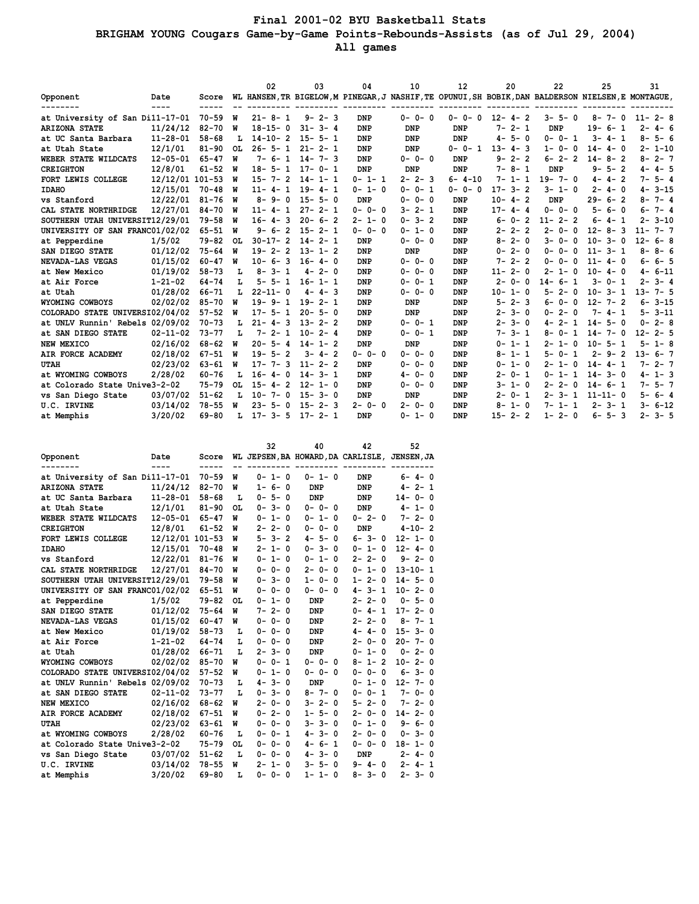# Final 2001-02 BYU Basketball Stats

## BRIGHAM YOUNG Cougars Game-by-Game Points-Rebounds-Assists (as of Jul 29, 2004)

### All games

| Opponent | Date | Score | WL | 02 HANSEN,TR | 03 BIGELOW,M | 04 PINEGAR,J | 10 NASHIF,TE | 12 OPUNUI,SH | 20 BOBIK,DAN | 22 BALDERSON | 25 NIELSEN,E | 31 MONTAGUE, |
|---|---|---|---|---|---|---|---|---|---|---|---|---|
| at University of San Di | 11-17-01 | 70-59 | W | 21- 8- 1 | 9- 2- 3 | DNP | 0- 0- 0 | 0- 0- 0 | 12- 4- 2 | 3- 5- 0 | 8- 7- 0 | 11- 2- 8 |
| ARIZONA STATE | 11/24/12 | 82-70 | W | 18-15- 0 | 31- 3- 4 | DNP | DNP | DNP | 7- 2- 1 | DNP | 19- 6- 1 | 2- 4- 6 |
| at UC Santa Barbara | 11-28-01 | 58-68 | L | 14-10- 2 | 15- 5- 1 | DNP | DNP | DNP | 4- 5- 0 | 0- 0- 1 | 3- 4- 1 | 8- 5- 6 |
| at Utah State | 12/1/01 | 81-90 | OL | 26- 5- 1 | 21- 2- 1 | DNP | DNP | 0- 0- 1 | 13- 4- 3 | 1- 0- 0 | 14- 4- 0 | 2- 1-10 |
| WEBER STATE WILDCATS | 12-05-01 | 65-47 | W | 7- 6- 1 | 14- 7- 3 | DNP | 0- 0- 0 | DNP | 9- 2- 2 | 6- 2- 2 | 14- 8- 2 | 8- 2- 7 |
| CREIGHTON | 12/8/01 | 61-52 | W | 18- 5- 1 | 17- 0- 1 | DNP | DNP | DNP | 7- 8- 1 | DNP | 9- 5- 2 | 4- 4- 5 |
| FORT LEWIS COLLEGE | 12/12/01 | 101-53 | W | 15- 7- 2 | 14- 1- 1 | 0- 1- 1 | 2- 2- 3 | 6- 4-10 | 7- 1- 1 | 19- 7- 0 | 4- 4- 2 | 7- 5- 4 |
| IDAHO | 12/15/01 | 70-48 | W | 11- 4- 1 | 19- 4- 1 | 0- 1- 0 | 0- 0- 1 | 0- 0- 0 | 17- 3- 2 | 3- 1- 0 | 2- 4- 0 | 4- 3-15 |
| vs Stanford | 12/22/01 | 81-76 | W | 8- 9- 0 | 15- 5- 0 | DNP | 0- 0- 0 | DNP | 10- 4- 2 | DNP | 29- 6- 2 | 8- 7- 4 |
| CAL STATE NORTHRIDGE | 12/27/01 | 84-70 | W | 11- 4- 1 | 27- 2- 1 | 0- 0- 0 | 3- 2- 1 | DNP | 17- 4- 4 | 0- 0- 0 | 5- 6- 0 | 6- 7- 4 |
| SOUTHERN UTAH UNIVERSIT | 12/29/01 | 79-58 | W | 16- 4- 3 | 20- 6- 2 | 2- 1- 0 | 0- 3- 2 | DNP | 6- 0- 2 | 11- 2- 2 | 6- 4- 1 | 2- 3-10 |
| UNIVERSITY OF SAN FRANC | 01/02/02 | 65-51 | W | 9- 6- 2 | 15- 2- 1 | 0- 0- 0 | 0- 1- 0 | DNP | 2- 2- 2 | 2- 0- 0 | 12- 8- 3 | 11- 7- 7 |
| at Pepperdine | 1/5/02 | 79-82 | OL | 30-17- 2 | 14- 2- 1 | DNP | 0- 0- 0 | DNP | 8- 2- 0 | 3- 0- 0 | 10- 3- 0 | 12- 6- 8 |
| SAN DIEGO STATE | 01/12/02 | 75-64 | W | 19- 2- 2 | 13- 1- 2 | DNP | DNP | DNP | 0- 2- 0 | 0- 0- 0 | 11- 3- 1 | 8- 8- 6 |
| NEVADA-LAS VEGAS | 01/15/02 | 60-47 | W | 10- 6- 3 | 16- 4- 0 | DNP | 0- 0- 0 | DNP | 7- 2- 2 | 0- 0- 0 | 11- 4- 0 | 6- 6- 5 |
| at New Mexico | 01/19/02 | 58-73 | L | 8- 3- 1 | 4- 2- 0 | DNP | 0- 0- 0 | DNP | 11- 2- 0 | 2- 1- 0 | 10- 4- 0 | 4- 6-11 |
| at Air Force | 1-21-02 | 64-74 | L | 5- 5- 1 | 16- 1- 1 | DNP | 0- 0- 1 | DNP | 2- 0- 0 | 14- 6- 1 | 3- 0- 1 | 2- 3- 4 |
| at Utah | 01/28/02 | 66-71 | L | 22-11- 0 | 4- 4- 3 | DNP | 0- 0- 0 | DNP | 10- 1- 0 | 5- 2- 0 | 10- 3- 1 | 13- 7- 5 |
| WYOMING COWBOYS | 02/02/02 | 85-70 | W | 19- 9- 1 | 19- 2- 1 | DNP | DNP | DNP | 5- 2- 3 | 6- 0- 0 | 12- 7- 2 | 6- 3-15 |
| COLORADO STATE UNIVERSI | 02/04/02 | 57-52 | W | 17- 5- 1 | 20- 5- 0 | DNP | DNP | DNP | 2- 3- 0 | 0- 2- 0 | 7- 4- 1 | 5- 3-11 |
| at UNLV Runnin' Rebels | 02/09/02 | 70-73 | L | 21- 4- 3 | 13- 2- 2 | DNP | 0- 0- 1 | DNP | 2- 3- 0 | 4- 2- 1 | 14- 5- 0 | 0- 2- 8 |
| at SAN DIEGO STATE | 02-11-02 | 73-77 | L | 7- 2- 1 | 10- 2- 4 | DNP | 0- 0- 1 | DNP | 7- 3- 1 | 8- 0- 1 | 14- 7- 0 | 12- 2- 5 |
| NEW MEXICO | 02/16/02 | 68-62 | W | 20- 5- 4 | 14- 1- 2 | DNP | DNP | DNP | 0- 1- 1 | 2- 1- 0 | 10- 5- 1 | 5- 1- 8 |
| AIR FORCE ACADEMY | 02/18/02 | 67-51 | W | 19- 5- 2 | 3- 4- 2 | 0- 0- 0 | 0- 0- 0 | DNP | 8- 1- 1 | 5- 0- 1 | 2- 9- 2 | 13- 6- 7 |
| UTAH | 02/23/02 | 63-61 | W | 17- 7- 3 | 11- 2- 2 | DNP | 0- 0- 0 | DNP | 0- 1- 0 | 2- 1- 0 | 14- 4- 1 | 7- 2- 7 |
| at WYOMING COWBOYS | 2/28/02 | 60-76 | L | 16- 4- 0 | 14- 3- 1 | DNP | 4- 0- 0 | DNP | 2- 0- 1 | 0- 1- 1 | 14- 3- 0 | 4- 1- 3 |
| at Colorado State Unive | 3-2-02 | 75-79 | OL | 15- 4- 2 | 12- 1- 0 | DNP | 0- 0- 0 | DNP | 3- 1- 0 | 2- 2- 0 | 14- 6- 1 | 7- 5- 7 |
| vs San Diego State | 03/07/02 | 51-62 | L | 10- 7- 0 | 15- 3- 0 | DNP | DNP | DNP | 2- 0- 1 | 2- 3- 1 | 11-11- 0 | 5- 6- 4 |
| U.C. IRVINE | 03/14/02 | 78-55 | W | 23- 5- 0 | 15- 2- 3 | 2- 0- 0 | 2- 0- 0 | DNP | 8- 1- 0 | 7- 1- 1 | 2- 3- 1 | 3- 6-12 |
| at Memphis | 3/20/02 | 69-80 | L | 17- 3- 5 | 17- 2- 1 | DNP | 0- 1- 0 | DNP | 15- 2- 2 | 1- 2- 0 | 6- 5- 3 | 2- 3- 5 |

| Opponent | Date | Score | WL | 32 JEPSEN,BA | 40 HOWARD,DA | 42 CARLISLE, | 52 JENSEN,JA |
|---|---|---|---|---|---|---|---|
| at University of San Di | 11-17-01 | 70-59 | W | 0- 1- 0 | 0- 1- 0 | DNP | 6- 4- 0 |
| ARIZONA STATE | 11/24/12 | 82-70 | W | 1- 6- 0 | DNP | DNP | 4- 2- 1 |
| at UC Santa Barbara | 11-28-01 | 58-68 | L | 0- 5- 0 | DNP | DNP | 14- 0- 0 |
| at Utah State | 12/1/01 | 81-90 | OL | 0- 3- 0 | 0- 0- 0 | DNP | 4- 1- 0 |
| WEBER STATE WILDCATS | 12-05-01 | 65-47 | W | 0- 1- 0 | 0- 1- 0 | 0- 2- 0 | 7- 2- 0 |
| CREIGHTON | 12/8/01 | 61-52 | W | 2- 2- 0 | 0- 0- 0 | DNP | 4-10- 2 |
| FORT LEWIS COLLEGE | 12/12/01 | 101-53 | W | 5- 3- 2 | 4- 5- 0 | 6- 3- 0 | 12- 1- 0 |
| IDAHO | 12/15/01 | 70-48 | W | 2- 1- 0 | 0- 3- 0 | 0- 1- 0 | 12- 4- 0 |
| vs Stanford | 12/22/01 | 81-76 | W | 0- 1- 0 | 0- 1- 0 | 2- 2- 0 | 9- 2- 0 |
| CAL STATE NORTHRIDGE | 12/27/01 | 84-70 | W | 0- 0- 0 | 2- 0- 0 | 0- 1- 0 | 13-10- 1 |
| SOUTHERN UTAH UNIVERSIT | 12/29/01 | 79-58 | W | 0- 3- 0 | 1- 0- 0 | 1- 2- 0 | 14- 5- 0 |
| UNIVERSITY OF SAN FRANC | 01/02/02 | 65-51 | W | 0- 0- 0 | 0- 0- 0 | 4- 3- 1 | 10- 2- 0 |
| at Pepperdine | 1/5/02 | 79-82 | OL | 0- 1- 0 | DNP | 2- 2- 0 | 0- 5- 0 |
| SAN DIEGO STATE | 01/12/02 | 75-64 | W | 7- 2- 0 | DNP | 0- 4- 1 | 17- 2- 0 |
| NEVADA-LAS VEGAS | 01/15/02 | 60-47 | W | 0- 0- 0 | DNP | 2- 2- 0 | 8- 7- 1 |
| at New Mexico | 01/19/02 | 58-73 | L | 0- 0- 0 | DNP | 4- 4- 0 | 15- 3- 0 |
| at Air Force | 1-21-02 | 64-74 | L | 0- 0- 0 | DNP | 2- 0- 0 | 20- 7- 0 |
| at Utah | 01/28/02 | 66-71 | L | 2- 3- 0 | DNP | 0- 1- 0 | 0- 2- 0 |
| WYOMING COWBOYS | 02/02/02 | 85-70 | W | 0- 0- 1 | 0- 0- 0 | 8- 1- 2 | 10- 2- 0 |
| COLORADO STATE UNIVERSI | 02/04/02 | 57-52 | W | 0- 1- 0 | 0- 0- 0 | 0- 0- 0 | 6- 3- 0 |
| at UNLV Runnin' Rebels | 02/09/02 | 70-73 | L | 4- 3- 0 | DNP | 0- 1- 0 | 12- 7- 0 |
| at SAN DIEGO STATE | 02-11-02 | 73-77 | L | 0- 3- 0 | 8- 7- 0 | 0- 0- 1 | 7- 0- 0 |
| NEW MEXICO | 02/16/02 | 68-62 | W | 2- 0- 0 | 3- 2- 0 | 5- 2- 0 | 7- 2- 0 |
| AIR FORCE ACADEMY | 02/18/02 | 67-51 | W | 0- 2- 0 | 1- 5- 0 | 2- 0- 0 | 14- 2- 0 |
| UTAH | 02/23/02 | 63-61 | W | 0- 0- 0 | 3- 3- 0 | 0- 1- 0 | 9- 6- 0 |
| at WYOMING COWBOYS | 2/28/02 | 60-76 | L | 0- 0- 1 | 4- 3- 0 | 2- 0- 0 | 0- 3- 0 |
| at Colorado State Unive | 3-2-02 | 75-79 | OL | 0- 0- 0 | 4- 6- 1 | 0- 0- 0 | 18- 1- 0 |
| vs San Diego State | 03/07/02 | 51-62 | L | 0- 0- 0 | 4- 3- 0 | DNP | 2- 4- 0 |
| U.C. IRVINE | 03/14/02 | 78-55 | W | 2- 1- 0 | 3- 5- 0 | 9- 4- 0 | 2- 4- 1 |
| at Memphis | 3/20/02 | 69-80 | L | 0- 0- 0 | 1- 1- 0 | 8- 3- 0 | 2- 3- 0 |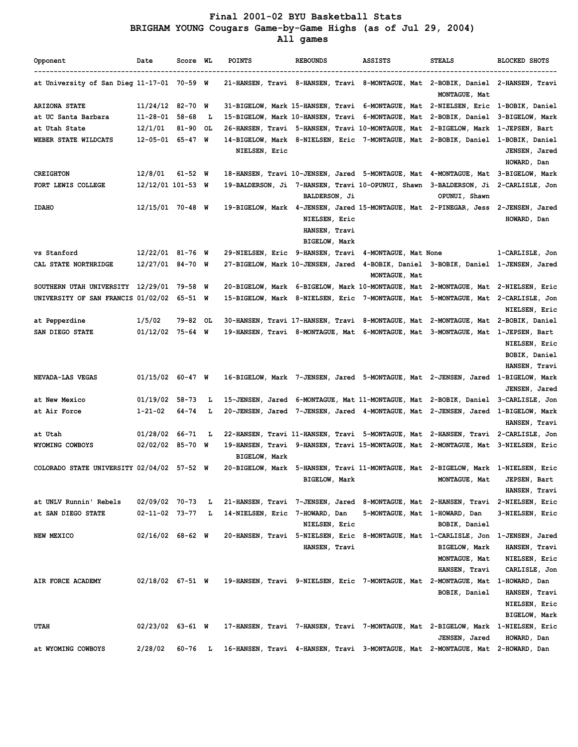# Final 2001-02 BYU Basketball Stats
## BRIGHAM YOUNG Cougars Game-by-Game Highs (as of Jul 29, 2004)
### All games

| Opponent | Date | Score | WL | POINTS | REBOUNDS | ASSISTS | STEALS | BLOCKED SHOTS |
|---|---|---|---|---|---|---|---|---|
| at University of San Dieg | 11-17-01 | 70-59 | W | 21-HANSEN, Travi | 8-HANSEN, Travi | 8-MONTAGUE, Mat | 2-BOBIK, Daniel MONTAGUE, Mat | 2-HANSEN, Travi |
| ARIZONA STATE | 11/24/12 | 82-70 | W | 31-BIGELOW, Mark | 15-HANSEN, Travi | 6-MONTAGUE, Mat | 2-NIELSEN, Eric | 1-BOBIK, Daniel |
| at UC Santa Barbara | 11-28-01 | 58-68 | L | 15-BIGELOW, Mark | 10-HANSEN, Travi | 6-MONTAGUE, Mat | 2-BOBIK, Daniel | 3-BIGELOW, Mark |
| at Utah State | 12/1/01 | 81-90 | OL | 26-HANSEN, Travi | 5-HANSEN, Travi | 10-MONTAGUE, Mat | 2-BIGELOW, Mark | 1-JEPSEN, Bart |
| WEBER STATE WILDCATS | 12-05-01 | 65-47 | W | 14-BIGELOW, Mark NIELSEN, Eric | 8-NIELSEN, Eric | 7-MONTAGUE, Mat | 2-BOBIK, Daniel | 1-BOBIK, Daniel JENSEN, Jared HOWARD, Dan |
| CREIGHTON | 12/8/01 | 61-52 | W | 18-HANSEN, Travi | 10-JENSEN, Jared | 5-MONTAGUE, Mat | 4-MONTAGUE, Mat | 3-BIGELOW, Mark |
| FORT LEWIS COLLEGE | 12/12/01 | 101-53 | W | 19-BALDERSON, Ji | 7-HANSEN, Travi BALDERSON, Ji | 10-OPUNUI, Shawn | 3-BALDERSON, Ji OPUNUI, Shawn | 2-CARLISLE, Jon |
| IDAHO | 12/15/01 | 70-48 | W | 19-BIGELOW, Mark | 4-JENSEN, Jared NIELSEN, Eric HANSEN, Travi BIGELOW, Mark | 15-MONTAGUE, Mat | 2-PINEGAR, Jess | 2-JENSEN, Jared HOWARD, Dan |
| vs Stanford | 12/22/01 | 81-76 | W | 29-NIELSEN, Eric | 9-HANSEN, Travi | 4-MONTAGUE, Mat | None | 1-CARLISLE, Jon |
| CAL STATE NORTHRIDGE | 12/27/01 | 84-70 | W | 27-BIGELOW, Mark | 10-JENSEN, Jared | 4-BOBIK, Daniel MONTAGUE, Mat | 3-BOBIK, Daniel | 1-JENSEN, Jared |
| SOUTHERN UTAH UNIVERSITY | 12/29/01 | 79-58 | W | 20-BIGELOW, Mark | 6-BIGELOW, Mark | 10-MONTAGUE, Mat | 2-MONTAGUE, Mat | 2-NIELSEN, Eric |
| UNIVERSITY OF SAN FRANCIS | 01/02/02 | 65-51 | W | 15-BIGELOW, Mark | 8-NIELSEN, Eric | 7-MONTAGUE, Mat | 5-MONTAGUE, Mat | 2-CARLISLE, Jon NIELSEN, Eric |
| at Pepperdine | 1/5/02 | 79-82 | OL | 30-HANSEN, Travi | 17-HANSEN, Travi | 8-MONTAGUE, Mat | 2-MONTAGUE, Mat | 2-BOBIK, Daniel |
| SAN DIEGO STATE | 01/12/02 | 75-64 | W | 19-HANSEN, Travi | 8-MONTAGUE, Mat | 6-MONTAGUE, Mat | 3-MONTAGUE, Mat | 1-JEPSEN, Bart NIELSEN, Eric BOBIK, Daniel HANSEN, Travi |
| NEVADA-LAS VEGAS | 01/15/02 | 60-47 | W | 16-BIGELOW, Mark | 7-JENSEN, Jared | 5-MONTAGUE, Mat | 2-JENSEN, Jared | 1-BIGELOW, Mark JENSEN, Jared |
| at New Mexico | 01/19/02 | 58-73 | L | 15-JENSEN, Jared | 6-MONTAGUE, Mat | 11-MONTAGUE, Mat | 2-BOBIK, Daniel | 3-CARLISLE, Jon |
| at Air Force | 1-21-02 | 64-74 | L | 20-JENSEN, Jared | 7-JENSEN, Jared | 4-MONTAGUE, Mat | 2-JENSEN, Jared | 1-BIGELOW, Mark HANSEN, Travi |
| at Utah | 01/28/02 | 66-71 | L | 22-HANSEN, Travi | 11-HANSEN, Travi | 5-MONTAGUE, Mat | 2-HANSEN, Travi | 2-CARLISLE, Jon |
| WYOMING COWBOYS | 02/02/02 | 85-70 | W | 19-HANSEN, Travi BIGELOW, Mark | 9-HANSEN, Travi | 15-MONTAGUE, Mat | 2-MONTAGUE, Mat | 3-NIELSEN, Eric |
| COLORADO STATE UNIVERSITY | 02/04/02 | 57-52 | W | 20-BIGELOW, Mark | 5-HANSEN, Travi BIGELOW, Mark | 11-MONTAGUE, Mat | 2-BIGELOW, Mark MONTAGUE, Mat | 1-NIELSEN, Eric JEPSEN, Bart HANSEN, Travi |
| at UNLV Runnin' Rebels | 02/09/02 | 70-73 | L | 21-HANSEN, Travi | 7-JENSEN, Jared | 8-MONTAGUE, Mat | 2-HANSEN, Travi | 2-NIELSEN, Eric |
| at SAN DIEGO STATE | 02-11-02 | 73-77 | L | 14-NIELSEN, Eric | 7-HOWARD, Dan NIELSEN, Eric | 5-MONTAGUE, Mat | 1-HOWARD, Dan BOBIK, Daniel | 3-NIELSEN, Eric |
| NEW MEXICO | 02/16/02 | 68-62 | W | 20-HANSEN, Travi | 5-NIELSEN, Eric HANSEN, Travi | 8-MONTAGUE, Mat | 1-CARLISLE, Jon BIGELOW, Mark MONTAGUE, Mat HANSEN, Travi | 1-JENSEN, Jared HANSEN, Travi NIELSEN, Eric CARLISLE, Jon |
| AIR FORCE ACADEMY | 02/18/02 | 67-51 | W | 19-HANSEN, Travi | 9-NIELSEN, Eric | 7-MONTAGUE, Mat | 2-MONTAGUE, Mat BOBIK, Daniel | 1-HOWARD, Dan HANSEN, Travi NIELSEN, Eric BIGELOW, Mark |
| UTAH | 02/23/02 | 63-61 | W | 17-HANSEN, Travi | 7-HANSEN, Travi | 7-MONTAGUE, Mat | 2-BIGELOW, Mark JENSEN, Jared | 1-NIELSEN, Eric HOWARD, Dan |
| at WYOMING COWBOYS | 2/28/02 | 60-76 | L | 16-HANSEN, Travi | 4-HANSEN, Travi | 3-MONTAGUE, Mat | 2-MONTAGUE, Mat | 2-HOWARD, Dan |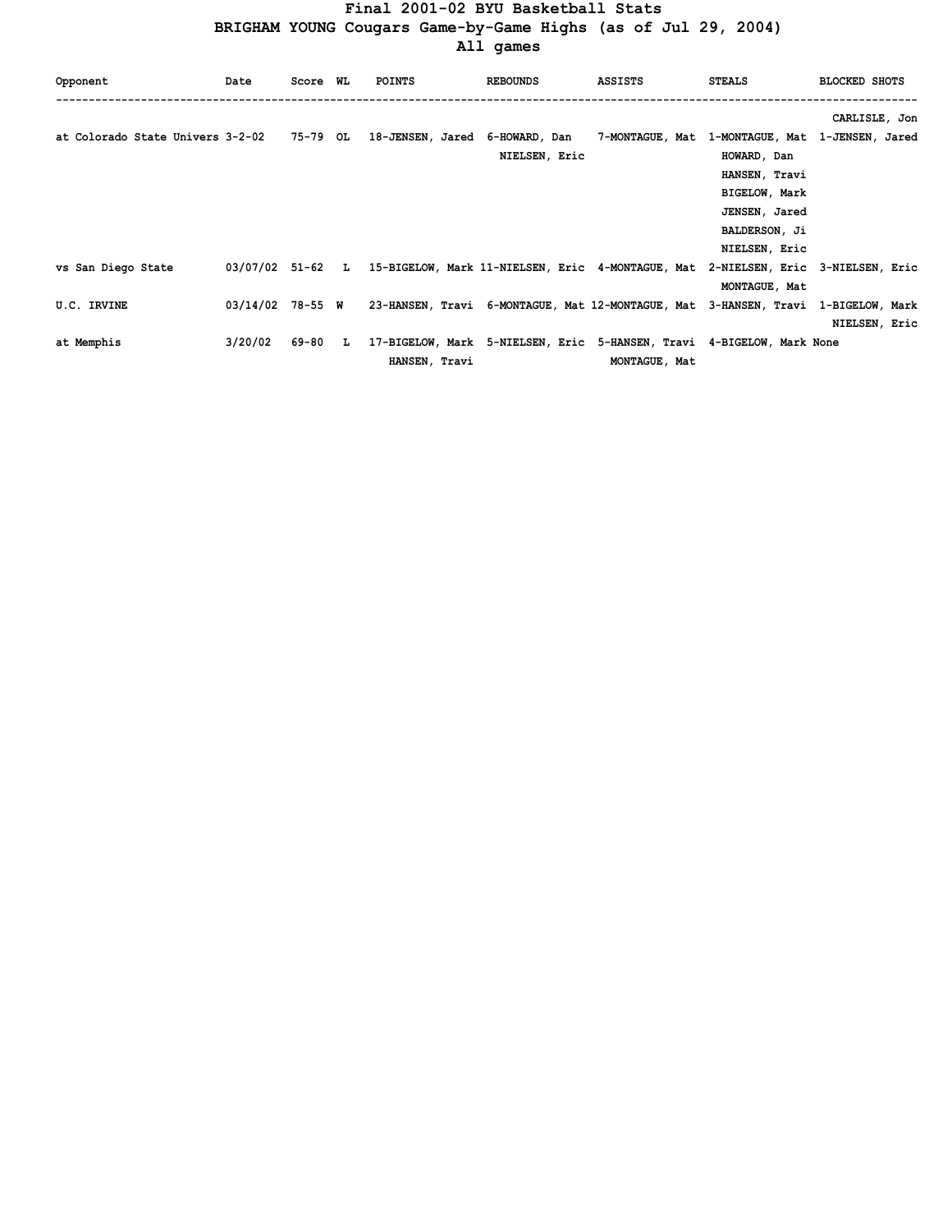# Final 2001-02 BYU Basketball Stats
## BRIGHAM YOUNG Cougars Game-by-Game Highs (as of Jul 29, 2004)
### All games

| Opponent | Date | Score | WL | POINTS | REBOUNDS | ASSISTS | STEALS | BLOCKED SHOTS |
|---|---|---|---|---|---|---|---|---|
| | | | | | | | | CARLISLE, Jon |
| at Colorado State Univers | 3-2-02 | 75-79 | OL | 18-JENSEN, Jared | 6-HOWARD, Dan<br>NIELSEN, Eric | 7-MONTAGUE, Mat | 1-MONTAGUE, Mat<br>HOWARD, Dan<br>HANSEN, Travi<br>BIGELOW, Mark<br>JENSEN, Jared<br>BALDERSON, Ji<br>NIELSEN, Eric | 1-JENSEN, Jared |
| vs San Diego State | 03/07/02 | 51-62 | L | 15-BIGELOW, Mark | 11-NIELSEN, Eric | 4-MONTAGUE, Mat | 2-NIELSEN, Eric<br>MONTAGUE, Mat | 3-NIELSEN, Eric |
| U.C. IRVINE | 03/14/02 | 78-55 | W | 23-HANSEN, Travi | 6-MONTAGUE, Mat | 12-MONTAGUE, Mat | 3-HANSEN, Travi | 1-BIGELOW, Mark<br>NIELSEN, Eric |
| at Memphis | 3/20/02 | 69-80 | L | 17-BIGELOW, Mark<br>HANSEN, Travi | 5-NIELSEN, Eric | 5-HANSEN, Travi<br>MONTAGUE, Mat | 4-BIGELOW, Mark | None |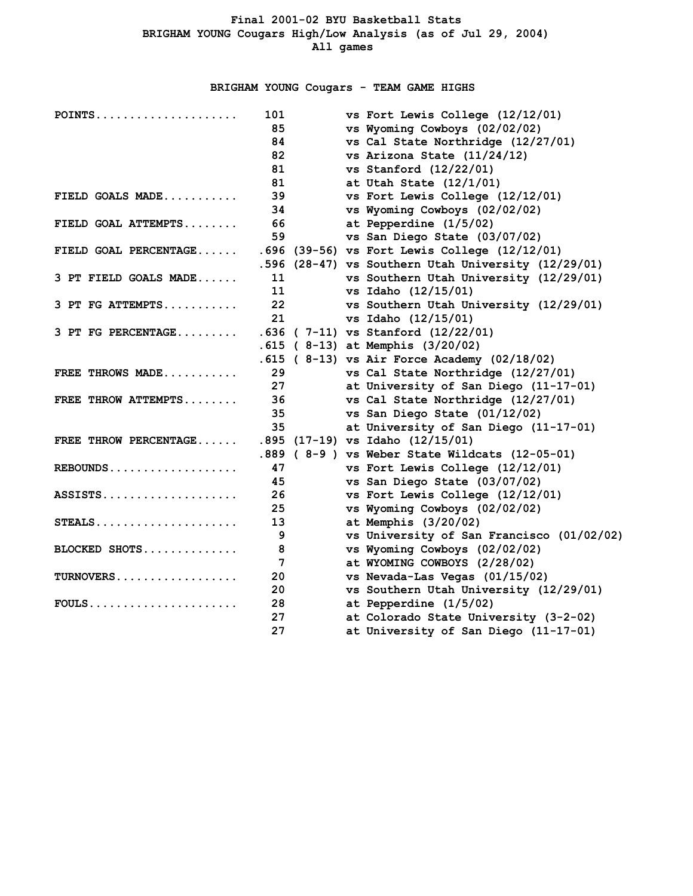**Final 2001-02 BYU Basketball Stats**
**BRIGHAM YOUNG Cougars High/Low Analysis (as of Jul 29, 2004)**
**All games**

## BRIGHAM YOUNG Cougars - TEAM GAME HIGHS

| Category | Value | | Game |
|---|---|---|---|
| POINTS | 101 | | vs Fort Lewis College (12/12/01) |
| | 85 | | vs Wyoming Cowboys (02/02/02) |
| | 84 | | vs Cal State Northridge (12/27/01) |
| | 82 | | vs Arizona State (11/24/12) |
| | 81 | | vs Stanford (12/22/01) |
| | 81 | | at Utah State (12/1/01) |
| FIELD GOALS MADE | 39 | | vs Fort Lewis College (12/12/01) |
| | 34 | | vs Wyoming Cowboys (02/02/02) |
| FIELD GOAL ATTEMPTS | 66 | | at Pepperdine (1/5/02) |
| | 59 | | vs San Diego State (03/07/02) |
| FIELD GOAL PERCENTAGE | .696 | (39-56) | vs Fort Lewis College (12/12/01) |
| | .596 | (28-47) | vs Southern Utah University (12/29/01) |
| 3 PT FIELD GOALS MADE | 11 | | vs Southern Utah University (12/29/01) |
| | 11 | | vs Idaho (12/15/01) |
| 3 PT FG ATTEMPTS | 22 | | vs Southern Utah University (12/29/01) |
| | 21 | | vs Idaho (12/15/01) |
| 3 PT FG PERCENTAGE | .636 | ( 7-11) | vs Stanford (12/22/01) |
| | .615 | ( 8-13) | at Memphis (3/20/02) |
| | .615 | ( 8-13) | vs Air Force Academy (02/18/02) |
| FREE THROWS MADE | 29 | | vs Cal State Northridge (12/27/01) |
| | 27 | | at University of San Diego (11-17-01) |
| FREE THROW ATTEMPTS | 36 | | vs Cal State Northridge (12/27/01) |
| | 35 | | vs San Diego State (01/12/02) |
| | 35 | | at University of San Diego (11-17-01) |
| FREE THROW PERCENTAGE | .895 | (17-19) | vs Idaho (12/15/01) |
| | .889 | ( 8-9 ) | vs Weber State Wildcats (12-05-01) |
| REBOUNDS | 47 | | vs Fort Lewis College (12/12/01) |
| | 45 | | vs San Diego State (03/07/02) |
| ASSISTS | 26 | | vs Fort Lewis College (12/12/01) |
| | 25 | | vs Wyoming Cowboys (02/02/02) |
| STEALS | 13 | | at Memphis (3/20/02) |
| | 9 | | vs University of San Francisco (01/02/02) |
| BLOCKED SHOTS | 8 | | vs Wyoming Cowboys (02/02/02) |
| | 7 | | at WYOMING COWBOYS (2/28/02) |
| TURNOVERS | 20 | | vs Nevada-Las Vegas (01/15/02) |
| | 20 | | vs Southern Utah University (12/29/01) |
| FOULS | 28 | | at Pepperdine (1/5/02) |
| | 27 | | at Colorado State University (3-2-02) |
| | 27 | | at University of San Diego (11-17-01) |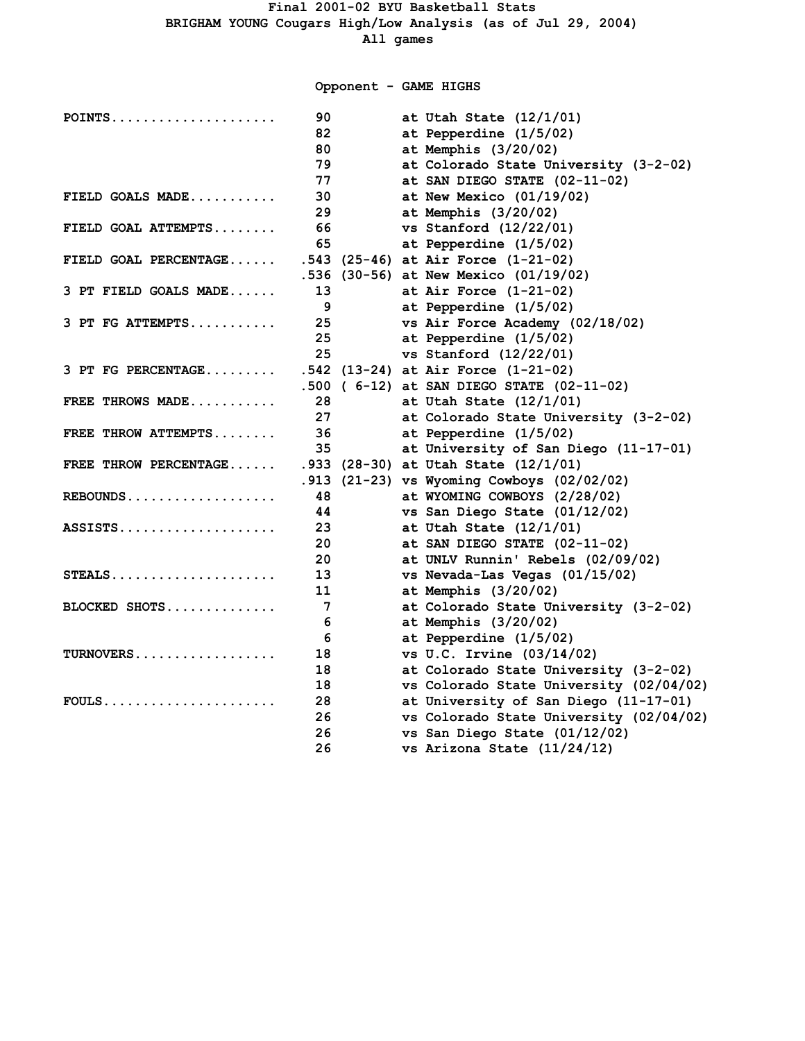# Final 2001-02 BYU Basketball Stats

## BRIGHAM YOUNG Cougars High/Low Analysis (as of Jul 29, 2004)

### All games

#### Opponent - GAME HIGHS

| Category | Value | Game |
|---|---|---|
| POINTS | 90 | at Utah State (12/1/01) |
| | 82 | at Pepperdine (1/5/02) |
| | 80 | at Memphis (3/20/02) |
| | 79 | at Colorado State University (3-2-02) |
| | 77 | at SAN DIEGO STATE (02-11-02) |
| FIELD GOALS MADE | 30 | at New Mexico (01/19/02) |
| | 29 | at Memphis (3/20/02) |
| FIELD GOAL ATTEMPTS | 66 | vs Stanford (12/22/01) |
| | 65 | at Pepperdine (1/5/02) |
| FIELD GOAL PERCENTAGE | .543 (25-46) | at Air Force (1-21-02) |
| | .536 (30-56) | at New Mexico (01/19/02) |
| 3 PT FIELD GOALS MADE | 13 | at Air Force (1-21-02) |
| | 9 | at Pepperdine (1/5/02) |
| 3 PT FG ATTEMPTS | 25 | vs Air Force Academy (02/18/02) |
| | 25 | at Pepperdine (1/5/02) |
| | 25 | vs Stanford (12/22/01) |
| 3 PT FG PERCENTAGE | .542 (13-24) | at Air Force (1-21-02) |
| | .500 ( 6-12) | at SAN DIEGO STATE (02-11-02) |
| FREE THROWS MADE | 28 | at Utah State (12/1/01) |
| | 27 | at Colorado State University (3-2-02) |
| FREE THROW ATTEMPTS | 36 | at Pepperdine (1/5/02) |
| | 35 | at University of San Diego (11-17-01) |
| FREE THROW PERCENTAGE | .933 (28-30) | at Utah State (12/1/01) |
| | .913 (21-23) | vs Wyoming Cowboys (02/02/02) |
| REBOUNDS | 48 | at WYOMING COWBOYS (2/28/02) |
| | 44 | vs San Diego State (01/12/02) |
| ASSISTS | 23 | at Utah State (12/1/01) |
| | 20 | at SAN DIEGO STATE (02-11-02) |
| | 20 | at UNLV Runnin' Rebels (02/09/02) |
| STEALS | 13 | vs Nevada-Las Vegas (01/15/02) |
| | 11 | at Memphis (3/20/02) |
| BLOCKED SHOTS | 7 | at Colorado State University (3-2-02) |
| | 6 | at Memphis (3/20/02) |
| | 6 | at Pepperdine (1/5/02) |
| TURNOVERS | 18 | vs U.C. Irvine (03/14/02) |
| | 18 | at Colorado State University (3-2-02) |
| | 18 | vs Colorado State University (02/04/02) |
| FOULS | 28 | at University of San Diego (11-17-01) |
| | 26 | vs Colorado State University (02/04/02) |
| | 26 | vs San Diego State (01/12/02) |
| | 26 | vs Arizona State (11/24/12) |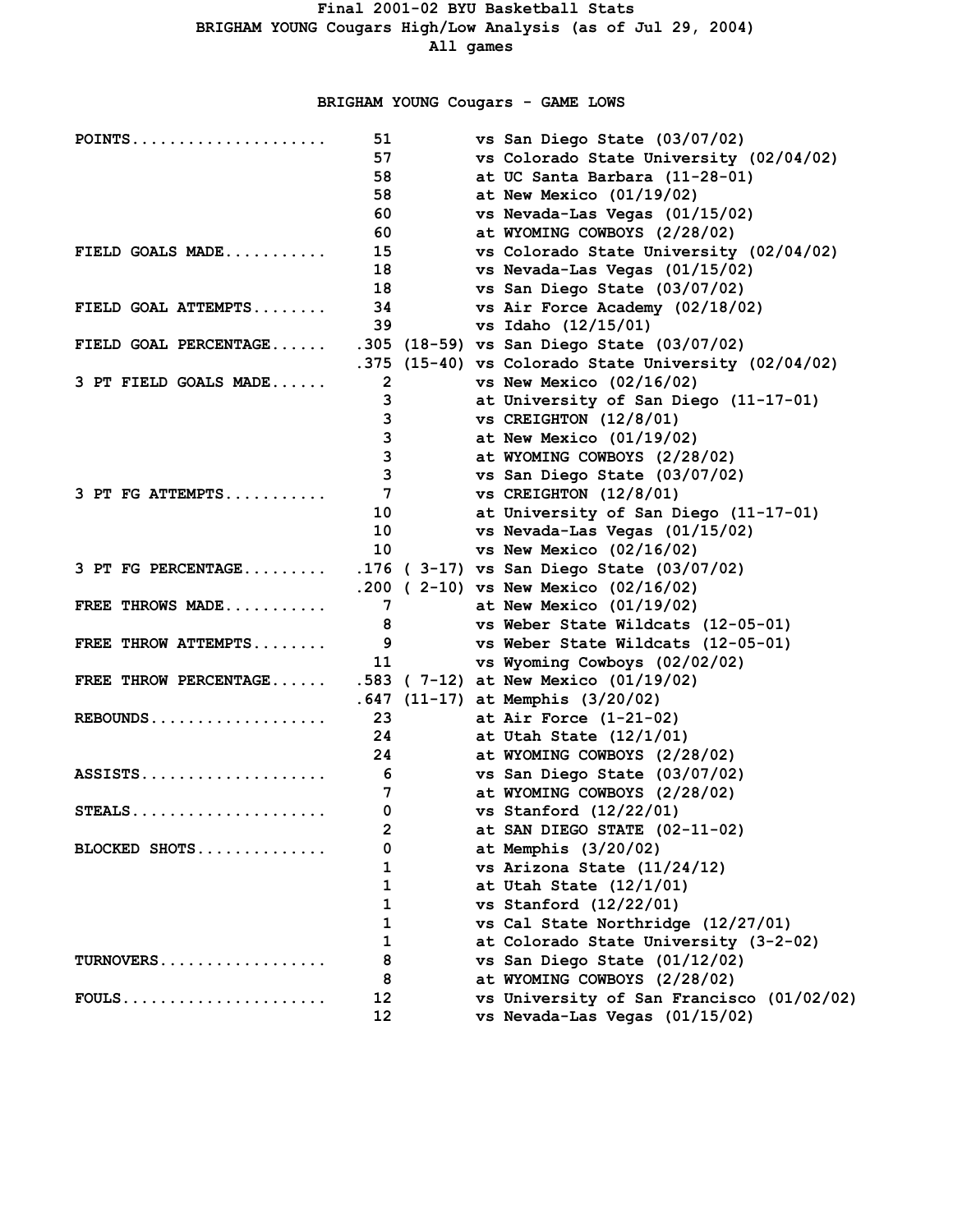# Final 2001-02 BYU Basketball Stats

## BRIGHAM YOUNG Cougars High/Low Analysis (as of Jul 29, 2004)

All games

### BRIGHAM YOUNG Cougars - GAME LOWS

| Category | Value | | Opponent |
|---|---|---|---|
| POINTS | 51 | | vs San Diego State (03/07/02) |
| | 57 | | vs Colorado State University (02/04/02) |
| | 58 | | at UC Santa Barbara (11-28-01) |
| | 58 | | at New Mexico (01/19/02) |
| | 60 | | vs Nevada-Las Vegas (01/15/02) |
| | 60 | | at WYOMING COWBOYS (2/28/02) |
| FIELD GOALS MADE | 15 | | vs Colorado State University (02/04/02) |
| | 18 | | vs Nevada-Las Vegas (01/15/02) |
| | 18 | | vs San Diego State (03/07/02) |
| FIELD GOAL ATTEMPTS | 34 | | vs Air Force Academy (02/18/02) |
| | 39 | | vs Idaho (12/15/01) |
| FIELD GOAL PERCENTAGE | .305 | (18-59) | vs San Diego State (03/07/02) |
| | .375 | (15-40) | vs Colorado State University (02/04/02) |
| 3 PT FIELD GOALS MADE | 2 | | vs New Mexico (02/16/02) |
| | 3 | | at University of San Diego (11-17-01) |
| | 3 | | vs CREIGHTON (12/8/01) |
| | 3 | | at New Mexico (01/19/02) |
| | 3 | | at WYOMING COWBOYS (2/28/02) |
| | 3 | | vs San Diego State (03/07/02) |
| 3 PT FG ATTEMPTS | 7 | | vs CREIGHTON (12/8/01) |
| | 10 | | at University of San Diego (11-17-01) |
| | 10 | | vs Nevada-Las Vegas (01/15/02) |
| | 10 | | vs New Mexico (02/16/02) |
| 3 PT FG PERCENTAGE | .176 | ( 3-17) | vs San Diego State (03/07/02) |
| | .200 | ( 2-10) | vs New Mexico (02/16/02) |
| FREE THROWS MADE | 7 | | at New Mexico (01/19/02) |
| | 8 | | vs Weber State Wildcats (12-05-01) |
| FREE THROW ATTEMPTS | 9 | | vs Weber State Wildcats (12-05-01) |
| | 11 | | vs Wyoming Cowboys (02/02/02) |
| FREE THROW PERCENTAGE | .583 | ( 7-12) | at New Mexico (01/19/02) |
| | .647 | (11-17) | at Memphis (3/20/02) |
| REBOUNDS | 23 | | at Air Force (1-21-02) |
| | 24 | | at Utah State (12/1/01) |
| | 24 | | at WYOMING COWBOYS (2/28/02) |
| ASSISTS | 6 | | vs San Diego State (03/07/02) |
| | 7 | | at WYOMING COWBOYS (2/28/02) |
| STEALS | 0 | | vs Stanford (12/22/01) |
| | 2 | | at SAN DIEGO STATE (02-11-02) |
| BLOCKED SHOTS | 0 | | at Memphis (3/20/02) |
| | 1 | | vs Arizona State (11/24/12) |
| | 1 | | at Utah State (12/1/01) |
| | 1 | | vs Stanford (12/22/01) |
| | 1 | | vs Cal State Northridge (12/27/01) |
| | 1 | | at Colorado State University (3-2-02) |
| TURNOVERS | 8 | | vs San Diego State (01/12/02) |
| | 8 | | at WYOMING COWBOYS (2/28/02) |
| FOULS | 12 | | vs University of San Francisco (01/02/02) |
| | 12 | | vs Nevada-Las Vegas (01/15/02) |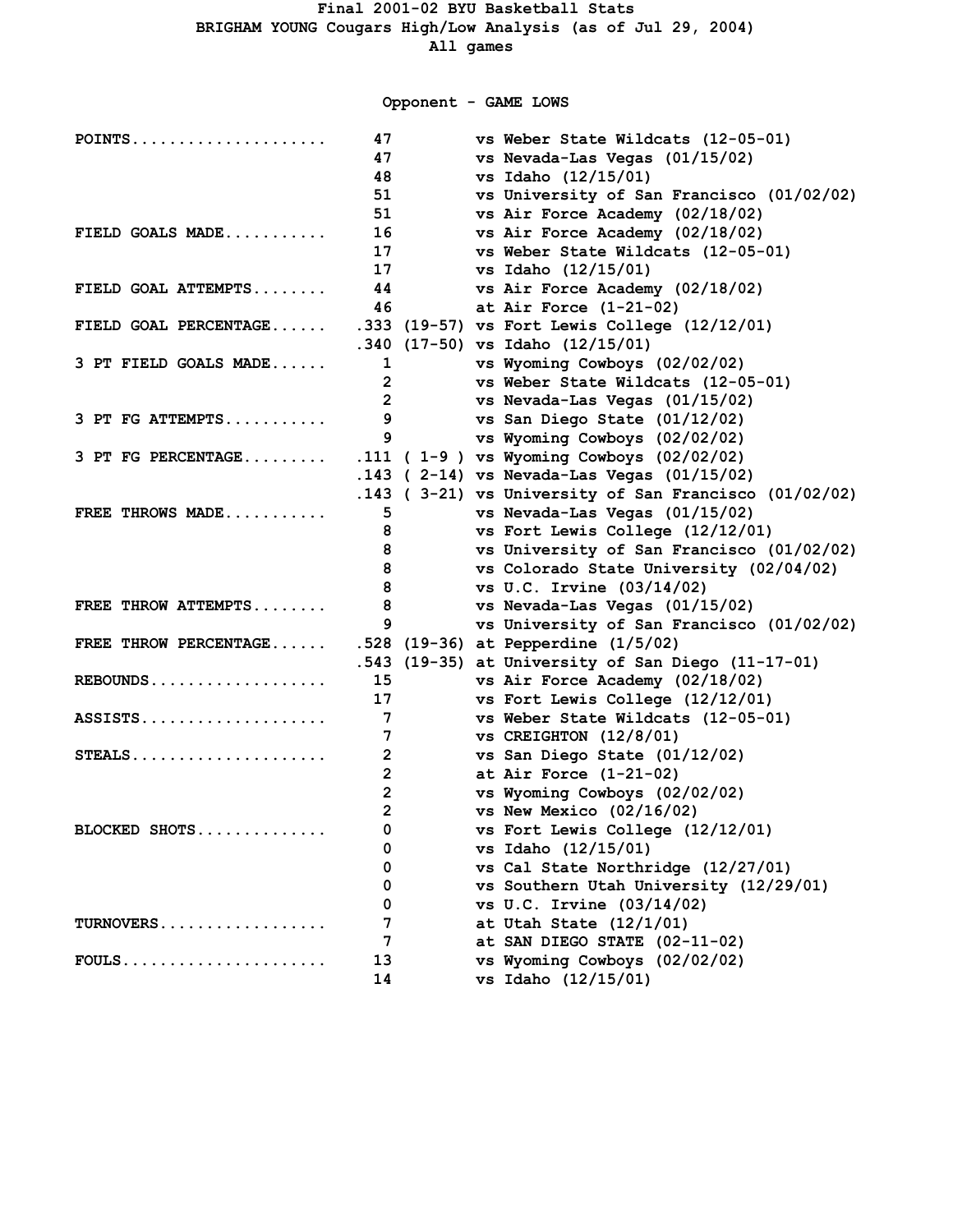# Final 2001-02 BYU Basketball Stats

## BRIGHAM YOUNG Cougars High/Low Analysis (as of Jul 29, 2004)

### All games

### Opponent - GAME LOWS

| Category | Value | | Game |
|---|---|---|---|
| POINTS | 47 | | vs Weber State Wildcats (12-05-01) |
| | 47 | | vs Nevada-Las Vegas (01/15/02) |
| | 48 | | vs Idaho (12/15/01) |
| | 51 | | vs University of San Francisco (01/02/02) |
| | 51 | | vs Air Force Academy (02/18/02) |
| FIELD GOALS MADE | 16 | | vs Air Force Academy (02/18/02) |
| | 17 | | vs Weber State Wildcats (12-05-01) |
| | 17 | | vs Idaho (12/15/01) |
| FIELD GOAL ATTEMPTS | 44 | | vs Air Force Academy (02/18/02) |
| | 46 | | at Air Force (1-21-02) |
| FIELD GOAL PERCENTAGE | .333 | (19-57) | vs Fort Lewis College (12/12/01) |
| | .340 | (17-50) | vs Idaho (12/15/01) |
| 3 PT FIELD GOALS MADE | 1 | | vs Wyoming Cowboys (02/02/02) |
| | 2 | | vs Weber State Wildcats (12-05-01) |
| | 2 | | vs Nevada-Las Vegas (01/15/02) |
| 3 PT FG ATTEMPTS | 9 | | vs San Diego State (01/12/02) |
| | 9 | | vs Wyoming Cowboys (02/02/02) |
| 3 PT FG PERCENTAGE | .111 | ( 1-9 ) | vs Wyoming Cowboys (02/02/02) |
| | .143 | ( 2-14) | vs Nevada-Las Vegas (01/15/02) |
| | .143 | ( 3-21) | vs University of San Francisco (01/02/02) |
| FREE THROWS MADE | 5 | | vs Nevada-Las Vegas (01/15/02) |
| | 8 | | vs Fort Lewis College (12/12/01) |
| | 8 | | vs University of San Francisco (01/02/02) |
| | 8 | | vs Colorado State University (02/04/02) |
| | 8 | | vs U.C. Irvine (03/14/02) |
| FREE THROW ATTEMPTS | 8 | | vs Nevada-Las Vegas (01/15/02) |
| | 9 | | vs University of San Francisco (01/02/02) |
| FREE THROW PERCENTAGE | .528 | (19-36) | at Pepperdine (1/5/02) |
| | .543 | (19-35) | at University of San Diego (11-17-01) |
| REBOUNDS | 15 | | vs Air Force Academy (02/18/02) |
| | 17 | | vs Fort Lewis College (12/12/01) |
| ASSISTS | 7 | | vs Weber State Wildcats (12-05-01) |
| | 7 | | vs CREIGHTON (12/8/01) |
| STEALS | 2 | | vs San Diego State (01/12/02) |
| | 2 | | at Air Force (1-21-02) |
| | 2 | | vs Wyoming Cowboys (02/02/02) |
| | 2 | | vs New Mexico (02/16/02) |
| BLOCKED SHOTS | 0 | | vs Fort Lewis College (12/12/01) |
| | 0 | | vs Idaho (12/15/01) |
| | 0 | | vs Cal State Northridge (12/27/01) |
| | 0 | | vs Southern Utah University (12/29/01) |
| | 0 | | vs U.C. Irvine (03/14/02) |
| TURNOVERS | 7 | | at Utah State (12/1/01) |
| | 7 | | at SAN DIEGO STATE (02-11-02) |
| FOULS | 13 | | vs Wyoming Cowboys (02/02/02) |
| | 14 | | vs Idaho (12/15/01) |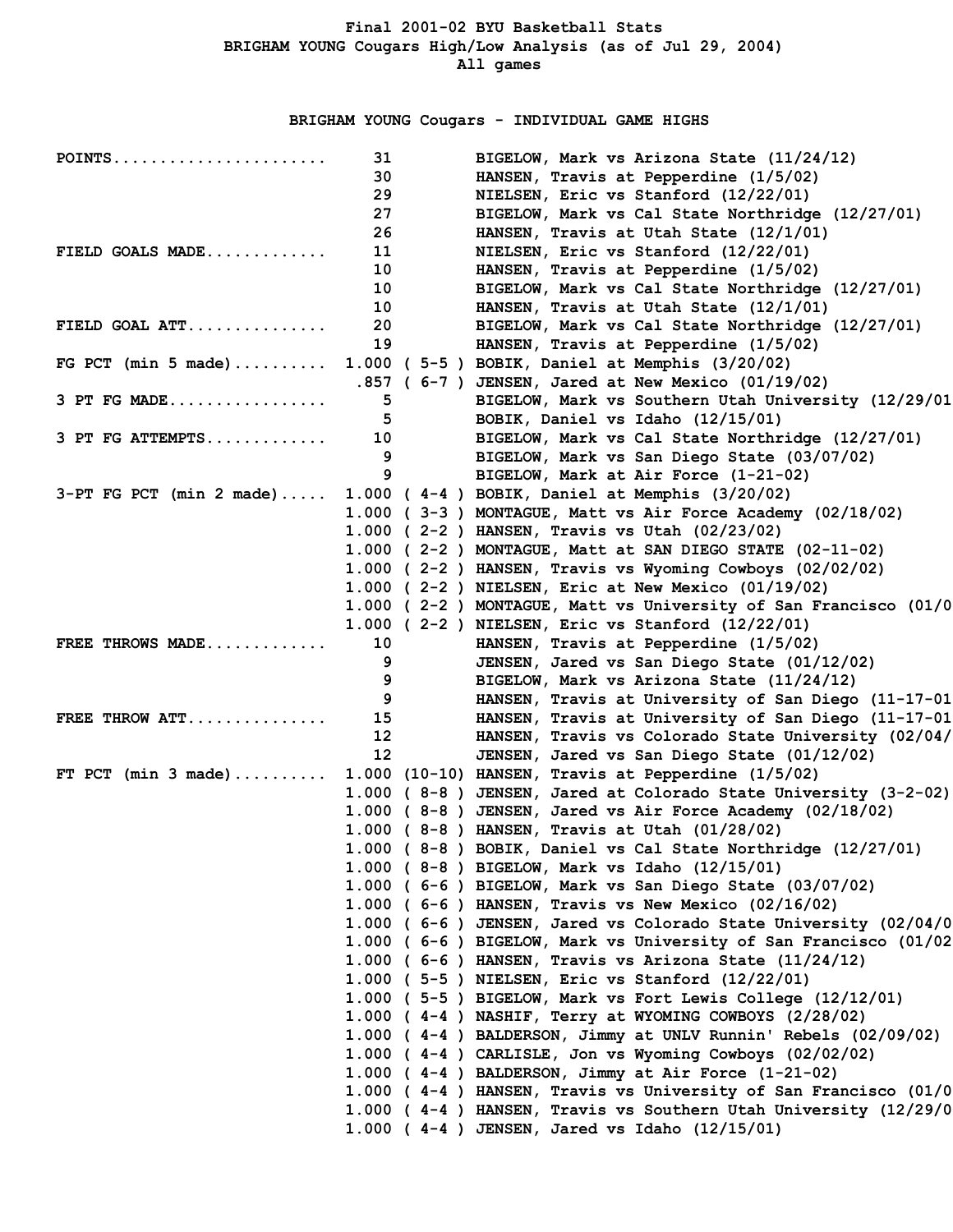# Final 2001-02 BYU Basketball Stats

## BRIGHAM YOUNG Cougars High/Low Analysis (as of Jul 29, 2004)

All games

### BRIGHAM YOUNG Cougars - INDIVIDUAL GAME HIGHS

| Category | Value | Player / Game |
|---|---|---|
| POINTS | 31 | BIGELOW, Mark vs Arizona State (11/24/12) |
| | 30 | HANSEN, Travis at Pepperdine (1/5/02) |
| | 29 | NIELSEN, Eric vs Stanford (12/22/01) |
| | 27 | BIGELOW, Mark vs Cal State Northridge (12/27/01) |
| | 26 | HANSEN, Travis at Utah State (12/1/01) |
| FIELD GOALS MADE | 11 | NIELSEN, Eric vs Stanford (12/22/01) |
| | 10 | HANSEN, Travis at Pepperdine (1/5/02) |
| | 10 | BIGELOW, Mark vs Cal State Northridge (12/27/01) |
| | 10 | HANSEN, Travis at Utah State (12/1/01) |
| FIELD GOAL ATT | 20 | BIGELOW, Mark vs Cal State Northridge (12/27/01) |
| | 19 | HANSEN, Travis at Pepperdine (1/5/02) |
| FG PCT (min 5 made) | 1.000 ( 5-5 ) | BOBIK, Daniel at Memphis (3/20/02) |
| | .857 ( 6-7 ) | JENSEN, Jared at New Mexico (01/19/02) |
| 3 PT FG MADE | 5 | BIGELOW, Mark vs Southern Utah University (12/29/01 |
| | 5 | BOBIK, Daniel vs Idaho (12/15/01) |
| 3 PT FG ATTEMPTS | 10 | BIGELOW, Mark vs Cal State Northridge (12/27/01) |
| | 9 | BIGELOW, Mark vs San Diego State (03/07/02) |
| | 9 | BIGELOW, Mark at Air Force (1-21-02) |
| 3-PT FG PCT (min 2 made) | 1.000 ( 4-4 ) | BOBIK, Daniel at Memphis (3/20/02) |
| | 1.000 ( 3-3 ) | MONTAGUE, Matt vs Air Force Academy (02/18/02) |
| | 1.000 ( 2-2 ) | HANSEN, Travis vs Utah (02/23/02) |
| | 1.000 ( 2-2 ) | MONTAGUE, Matt at SAN DIEGO STATE (02-11-02) |
| | 1.000 ( 2-2 ) | HANSEN, Travis vs Wyoming Cowboys (02/02/02) |
| | 1.000 ( 2-2 ) | NIELSEN, Eric at New Mexico (01/19/02) |
| | 1.000 ( 2-2 ) | MONTAGUE, Matt vs University of San Francisco (01/0 |
| | 1.000 ( 2-2 ) | NIELSEN, Eric vs Stanford (12/22/01) |
| FREE THROWS MADE | 10 | HANSEN, Travis at Pepperdine (1/5/02) |
| | 9 | JENSEN, Jared vs San Diego State (01/12/02) |
| | 9 | BIGELOW, Mark vs Arizona State (11/24/12) |
| | 9 | HANSEN, Travis at University of San Diego (11-17-01 |
| FREE THROW ATT | 15 | HANSEN, Travis at University of San Diego (11-17-01 |
| | 12 | HANSEN, Travis vs Colorado State University (02/04/ |
| | 12 | JENSEN, Jared vs San Diego State (01/12/02) |
| FT PCT (min 3 made) | 1.000 (10-10) | HANSEN, Travis at Pepperdine (1/5/02) |
| | 1.000 ( 8-8 ) | JENSEN, Jared at Colorado State University (3-2-02) |
| | 1.000 ( 8-8 ) | JENSEN, Jared vs Air Force Academy (02/18/02) |
| | 1.000 ( 8-8 ) | HANSEN, Travis at Utah (01/28/02) |
| | 1.000 ( 8-8 ) | BOBIK, Daniel vs Cal State Northridge (12/27/01) |
| | 1.000 ( 8-8 ) | BIGELOW, Mark vs Idaho (12/15/01) |
| | 1.000 ( 6-6 ) | BIGELOW, Mark vs San Diego State (03/07/02) |
| | 1.000 ( 6-6 ) | HANSEN, Travis vs New Mexico (02/16/02) |
| | 1.000 ( 6-6 ) | JENSEN, Jared vs Colorado State University (02/04/0 |
| | 1.000 ( 6-6 ) | BIGELOW, Mark vs University of San Francisco (01/02 |
| | 1.000 ( 6-6 ) | HANSEN, Travis vs Arizona State (11/24/12) |
| | 1.000 ( 5-5 ) | NIELSEN, Eric vs Stanford (12/22/01) |
| | 1.000 ( 5-5 ) | BIGELOW, Mark vs Fort Lewis College (12/12/01) |
| | 1.000 ( 4-4 ) | NASHIF, Terry at WYOMING COWBOYS (2/28/02) |
| | 1.000 ( 4-4 ) | BALDERSON, Jimmy at UNLV Runnin' Rebels (02/09/02) |
| | 1.000 ( 4-4 ) | CARLISLE, Jon vs Wyoming Cowboys (02/02/02) |
| | 1.000 ( 4-4 ) | BALDERSON, Jimmy at Air Force (1-21-02) |
| | 1.000 ( 4-4 ) | HANSEN, Travis vs University of San Francisco (01/0 |
| | 1.000 ( 4-4 ) | HANSEN, Travis vs Southern Utah University (12/29/0 |
| | 1.000 ( 4-4 ) | JENSEN, Jared vs Idaho (12/15/01) |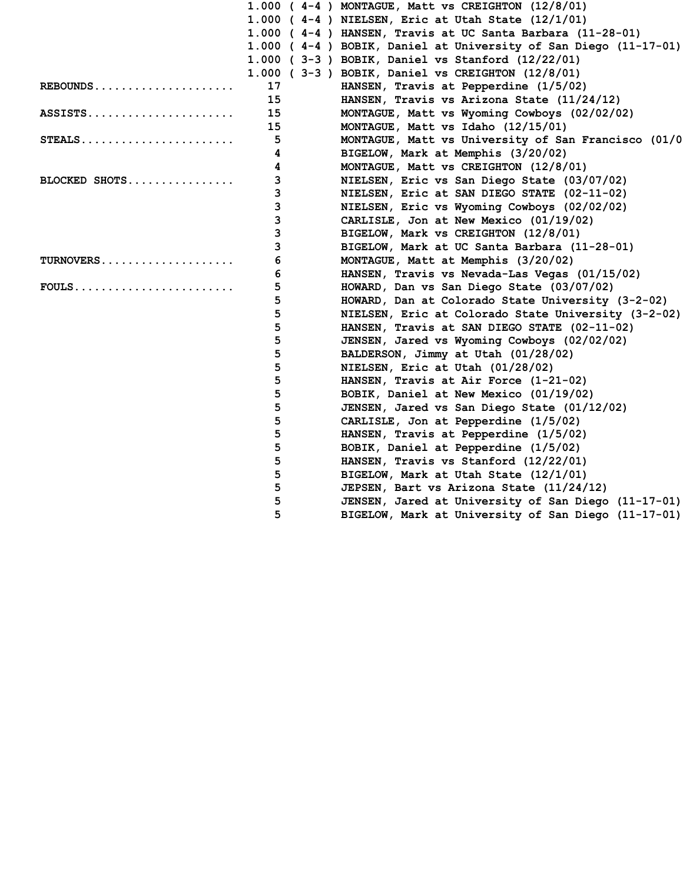| | | |
|---|---|---|
| | 1.000 ( 4-4 ) | MONTAGUE, Matt vs CREIGHTON (12/8/01) |
| | 1.000 ( 4-4 ) | NIELSEN, Eric at Utah State (12/1/01) |
| | 1.000 ( 4-4 ) | HANSEN, Travis at UC Santa Barbara (11-28-01) |
| | 1.000 ( 4-4 ) | BOBIK, Daniel at University of San Diego (11-17-01) |
| | 1.000 ( 3-3 ) | BOBIK, Daniel vs Stanford (12/22/01) |
| | 1.000 ( 3-3 ) | BOBIK, Daniel vs CREIGHTON (12/8/01) |
| REBOUNDS..................... | 17 | HANSEN, Travis at Pepperdine (1/5/02) |
| | 15 | HANSEN, Travis vs Arizona State (11/24/12) |
| ASSISTS...................... | 15 | MONTAGUE, Matt vs Wyoming Cowboys (02/02/02) |
| | 15 | MONTAGUE, Matt vs Idaho (12/15/01) |
| STEALS....................... | 5 | MONTAGUE, Matt vs University of San Francisco (01/0 |
| | 4 | BIGELOW, Mark at Memphis (3/20/02) |
| | 4 | MONTAGUE, Matt vs CREIGHTON (12/8/01) |
| BLOCKED SHOTS................ | 3 | NIELSEN, Eric vs San Diego State (03/07/02) |
| | 3 | NIELSEN, Eric at SAN DIEGO STATE (02-11-02) |
| | 3 | NIELSEN, Eric vs Wyoming Cowboys (02/02/02) |
| | 3 | CARLISLE, Jon at New Mexico (01/19/02) |
| | 3 | BIGELOW, Mark vs CREIGHTON (12/8/01) |
| | 3 | BIGELOW, Mark at UC Santa Barbara (11-28-01) |
| TURNOVERS.................... | 6 | MONTAGUE, Matt at Memphis (3/20/02) |
| | 6 | HANSEN, Travis vs Nevada-Las Vegas (01/15/02) |
| FOULS........................ | 5 | HOWARD, Dan vs San Diego State (03/07/02) |
| | 5 | HOWARD, Dan at Colorado State University (3-2-02) |
| | 5 | NIELSEN, Eric at Colorado State University (3-2-02) |
| | 5 | HANSEN, Travis at SAN DIEGO STATE (02-11-02) |
| | 5 | JENSEN, Jared vs Wyoming Cowboys (02/02/02) |
| | 5 | BALDERSON, Jimmy at Utah (01/28/02) |
| | 5 | NIELSEN, Eric at Utah (01/28/02) |
| | 5 | HANSEN, Travis at Air Force (1-21-02) |
| | 5 | BOBIK, Daniel at New Mexico (01/19/02) |
| | 5 | JENSEN, Jared vs San Diego State (01/12/02) |
| | 5 | CARLISLE, Jon at Pepperdine (1/5/02) |
| | 5 | HANSEN, Travis at Pepperdine (1/5/02) |
| | 5 | BOBIK, Daniel at Pepperdine (1/5/02) |
| | 5 | HANSEN, Travis vs Stanford (12/22/01) |
| | 5 | BIGELOW, Mark at Utah State (12/1/01) |
| | 5 | JEPSEN, Bart vs Arizona State (11/24/12) |
| | 5 | JENSEN, Jared at University of San Diego (11-17-01) |
| | 5 | BIGELOW, Mark at University of San Diego (11-17-01) |